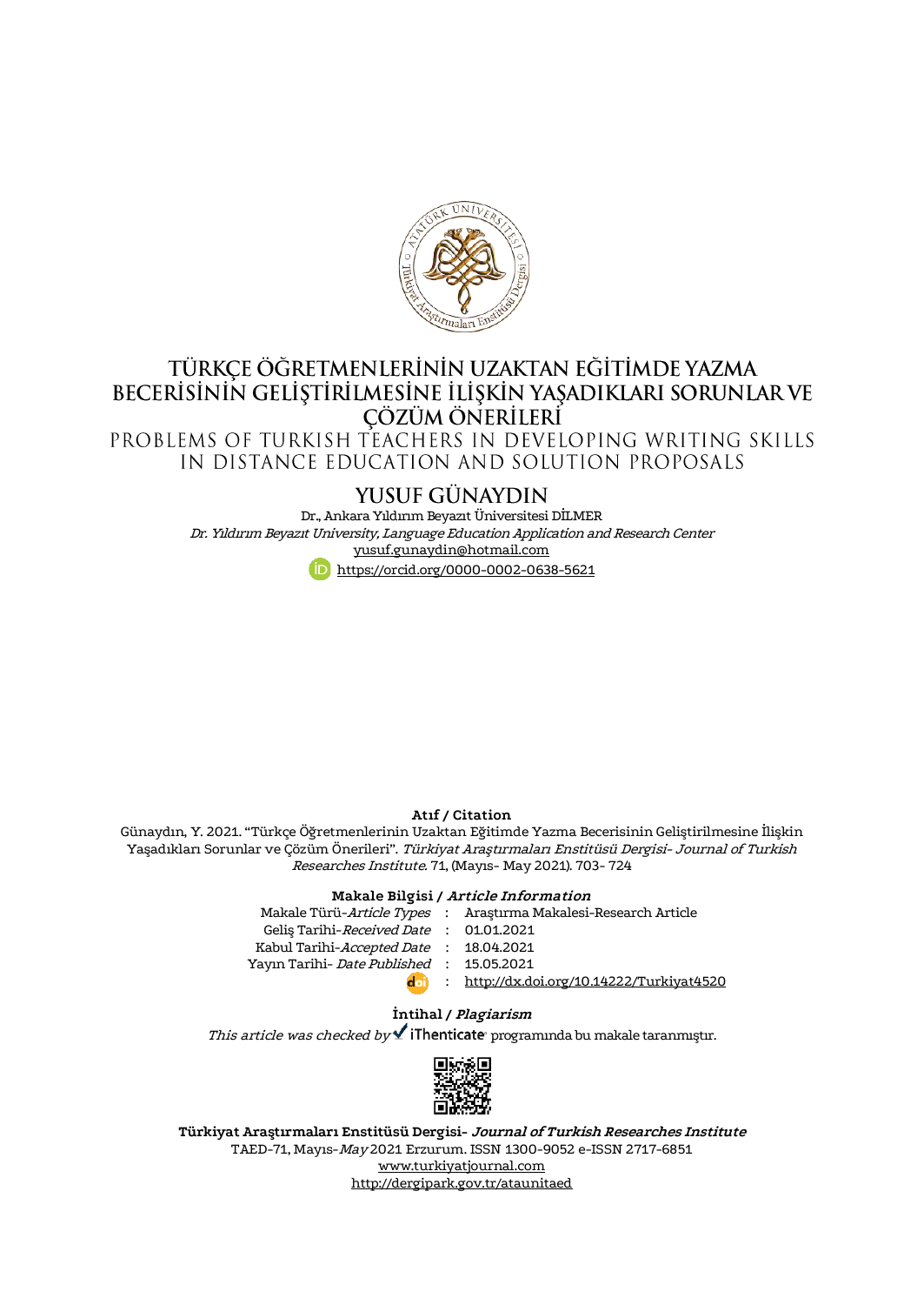# TÜRKÇE ÖĞRETMENLERİNİN UZAKTAN EĞİTİMDE YAZMA BECERİSİNİN GELİŞTİRİLMESİNE İLİŞKİN YAŞADIKLARI SORUNLAR VE ÇÖZÜM ÖNERİLERİ

PROBLEMS OF TURKISH TEACHERS IN DEVELOPING WRITING SKILLS IN DISTANCE EDUCATION AND SOLUTION PROPOSALS

## YUSUF GÜNAYDIN

Dr., Ankara Yıldırım Beyazıt Üniversitesi DİLMER

*Dr. Yıldırım Beyazıt University, Language Education Application and Research Center*

yusuf.gunaydin@hotmail.com

https://orcid.org/0000-0002-0638-5621

**Atıf / Citation**

Günaydın, Y. 2021. "Türkçe Öğretmenlerinin Uzaktan Eğitimde Yazma Becerisinin Geliştirilmesine İlişkin Yaşadıkları Sorunlar ve Çözüm Önerileri". *Türkiyat Araştırmaları Enstitüsü Dergisi- Journal of Turkish Researches Institute*. 71, (Mayıs- May 2021). 703- 724

**Makale Bilgisi / *Article Information***

| | | |
|---|---|---|
| Makale Türü-*Article Types* | : | Araştırma Makalesi-Research Article |
| Geliş Tarihi-*Received Date* | : | 01.01.2021 |
| Kabul Tarihi-*Accepted Date* | : | 18.04.2021 |
| Yayın Tarihi- *Date Published* | : | 15.05.2021 |
| doi | : | http://dx.doi.org/10.14222/Turkiyat4520 |

**İntihal / *Plagiarism***

*This article was checked by* iThenticate programında bu makale taranmıştır.

**Türkiyat Araştırmaları Enstitüsü Dergisi- *Journal of Turkish Researches Institute***

TAED-71, Mayıs-*May* 2021 Erzurum. ISSN 1300-9052 e-ISSN 2717-6851

www.turkiyatjournal.com

http://dergipark.gov.tr/ataunitaed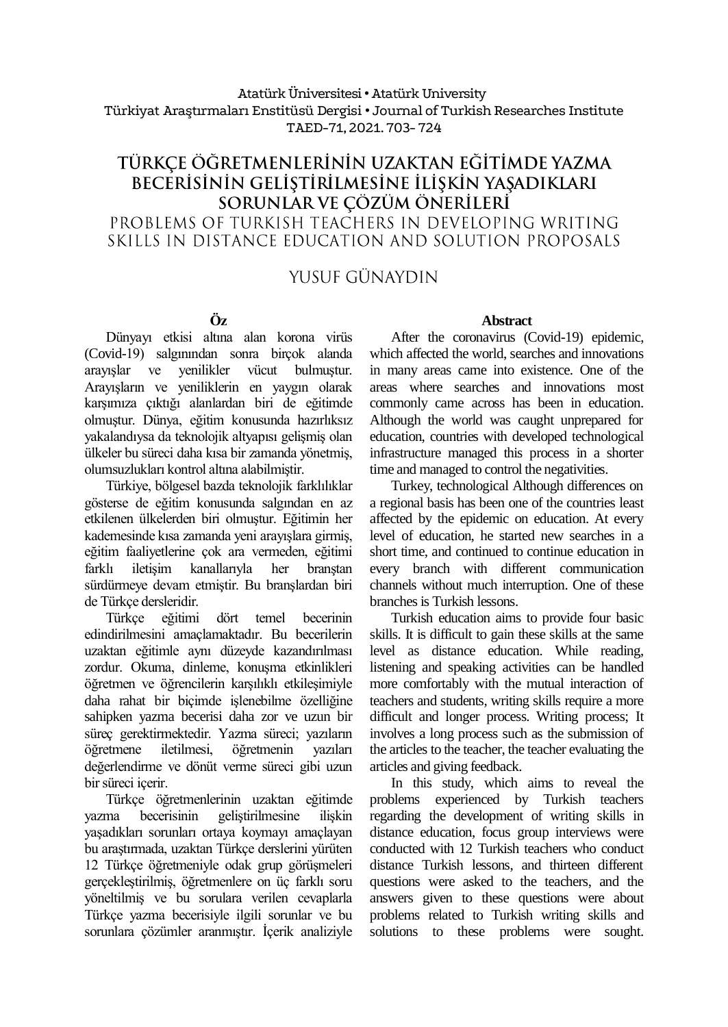Atatürk Üniversitesi • Atatürk University
Türkiyat Araştırmaları Enstitüsü Dergisi • Journal of Turkish Researches Institute
TAED-71, 2021. 703- 724

# TÜRKÇE ÖĞRETMENLERİNİN UZAKTAN EĞİTİMDE YAZMA BECERİSİNİN GELİŞTİRİLMESİNE İLİŞKİN YAŞADIKLARI SORUNLAR VE ÇÖZÜM ÖNERİLERİ

## PROBLEMS OF TURKISH TEACHERS IN DEVELOPING WRITING SKILLS IN DISTANCE EDUCATION AND SOLUTION PROPOSALS

YUSUF GÜNAYDIN

**Öz**

Dünyayı etkisi altına alan korona virüs (Covid-19) salgınından sonra birçok alanda arayışlar ve yenilikler vücut bulmuştur. Arayışların ve yeniliklerin en yaygın olarak karşımıza çıktığı alanlardan biri de eğitimde olmuştur. Dünya, eğitim konusunda hazırlıksız yakalandıysa da teknolojik altyapısı gelişmiş olan ülkeler bu süreci daha kısa bir zamanda yönetmiş, olumsuzlukları kontrol altına alabilmiştir.

Türkiye, bölgesel bazda teknolojik farklılıklar gösterse de eğitim konusunda salgından en az etkilenen ülkelerden biri olmuştur. Eğitimin her kademesinde kısa zamanda yeni arayışlara girmiş, eğitim faaliyetlerine çok ara vermeden, eğitimi farklı iletişim kanallarıyla her branştan sürdürmeye devam etmiştir. Bu branşlardan biri de Türkçe dersleridir.

Türkçe eğitimi dört temel becerinin edindirilmesini amaçlamaktadır. Bu becerilerin uzaktan eğitimle aynı düzeyde kazandırılması zordur. Okuma, dinleme, konuşma etkinlikleri öğretmen ve öğrencilerin karşılıklı etkileşimiyle daha rahat bir biçimde işlenebilme özelliğine sahipken yazma becerisi daha zor ve uzun bir süreç gerektirmektedir. Yazma süreci; yazıların öğretmene iletilmesi, öğretmenin yazıları değerlendirme ve dönüt verme süreci gibi uzun bir süreci içerir.

Türkçe öğretmenlerinin uzaktan eğitimde yazma becerisinin geliştirilmesine ilişkin yaşadıkları sorunları ortaya koymayı amaçlayan bu araştırmada, uzaktan Türkçe derslerini yürüten 12 Türkçe öğretmeniyle odak grup görüşmeleri gerçekleştirilmiş, öğretmenlere on üç farklı soru yöneltilmiş ve bu sorulara verilen cevaplarla Türkçe yazma becerisiyle ilgili sorunlar ve bu sorunlara çözümler aranmıştır. İçerik analiziyle

**Abstract**

After the coronavirus (Covid-19) epidemic, which affected the world, searches and innovations in many areas came into existence. One of the areas where searches and innovations most commonly came across has been in education. Although the world was caught unprepared for education, countries with developed technological infrastructure managed this process in a shorter time and managed to control the negativities.

Turkey, technological Although differences on a regional basis has been one of the countries least affected by the epidemic on education. At every level of education, he started new searches in a short time, and continued to continue education in every branch with different communication channels without much interruption. One of these branches is Turkish lessons.

Turkish education aims to provide four basic skills. It is difficult to gain these skills at the same level as distance education. While reading, listening and speaking activities can be handled more comfortably with the mutual interaction of teachers and students, writing skills require a more difficult and longer process. Writing process; It involves a long process such as the submission of the articles to the teacher, the teacher evaluating the articles and giving feedback.

In this study, which aims to reveal the problems experienced by Turkish teachers regarding the development of writing skills in distance education, focus group interviews were conducted with 12 Turkish teachers who conduct distance Turkish lessons, and thirteen different questions were asked to the teachers, and the answers given to these questions were about problems related to Turkish writing skills and solutions to these problems were sought.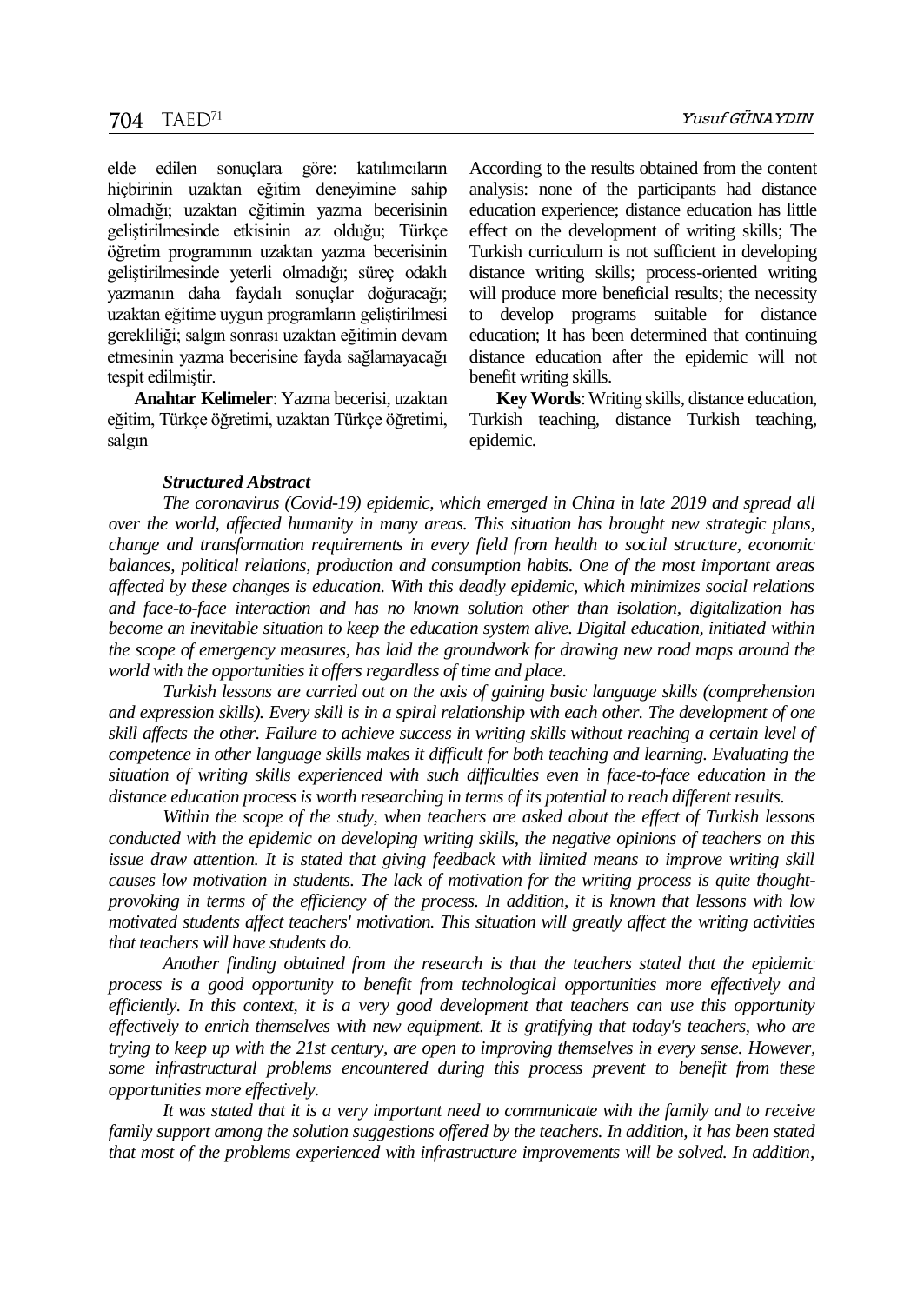elde edilen sonuçlara göre: katılımcıların hiçbirinin uzaktan eğitim deneyimine sahip olmadığı; uzaktan eğitimin yazma becerisinin geliştirilmesinde etkisinin az olduğu; Türkçe öğretim programının uzaktan yazma becerisinin geliştirilmesinde yeterli olmadığı; süreç odaklı yazmanın daha faydalı sonuçlar doğuracağı; uzaktan eğitime uygun programların geliştirilmesi gerekliliği; salgın sonrası uzaktan eğitimin devam etmesinin yazma becerisine fayda sağlamayacağı tespit edilmiştir.

**Anahtar Kelimeler**: Yazma becerisi, uzaktan eğitim, Türkçe öğretimi, uzaktan Türkçe öğretimi, salgın

According to the results obtained from the content analysis: none of the participants had distance education experience; distance education has little effect on the development of writing skills; The Turkish curriculum is not sufficient in developing distance writing skills; process-oriented writing will produce more beneficial results; the necessity to develop programs suitable for distance education; It has been determined that continuing distance education after the epidemic will not benefit writing skills.

**Key Words**: Writing skills, distance education, Turkish teaching, distance Turkish teaching, epidemic.

***Structured Abstract***

*The coronavirus (Covid-19) epidemic, which emerged in China in late 2019 and spread all over the world, affected humanity in many areas. This situation has brought new strategic plans, change and transformation requirements in every field from health to social structure, economic balances, political relations, production and consumption habits. One of the most important areas affected by these changes is education. With this deadly epidemic, which minimizes social relations and face-to-face interaction and has no known solution other than isolation, digitalization has become an inevitable situation to keep the education system alive. Digital education, initiated within the scope of emergency measures, has laid the groundwork for drawing new road maps around the world with the opportunities it offers regardless of time and place.*

*Turkish lessons are carried out on the axis of gaining basic language skills (comprehension and expression skills). Every skill is in a spiral relationship with each other. The development of one skill affects the other. Failure to achieve success in writing skills without reaching a certain level of competence in other language skills makes it difficult for both teaching and learning. Evaluating the situation of writing skills experienced with such difficulties even in face-to-face education in the distance education process is worth researching in terms of its potential to reach different results.*

*Within the scope of the study, when teachers are asked about the effect of Turkish lessons conducted with the epidemic on developing writing skills, the negative opinions of teachers on this issue draw attention. It is stated that giving feedback with limited means to improve writing skill causes low motivation in students. The lack of motivation for the writing process is quite thought-provoking in terms of the efficiency of the process. In addition, it is known that lessons with low motivated students affect teachers' motivation. This situation will greatly affect the writing activities that teachers will have students do.*

*Another finding obtained from the research is that the teachers stated that the epidemic process is a good opportunity to benefit from technological opportunities more effectively and efficiently. In this context, it is a very good development that teachers can use this opportunity effectively to enrich themselves with new equipment. It is gratifying that today's teachers, who are trying to keep up with the 21st century, are open to improving themselves in every sense. However, some infrastructural problems encountered during this process prevent to benefit from these opportunities more effectively.*

*It was stated that it is a very important need to communicate with the family and to receive family support among the solution suggestions offered by the teachers. In addition, it has been stated that most of the problems experienced with infrastructure improvements will be solved. In addition,*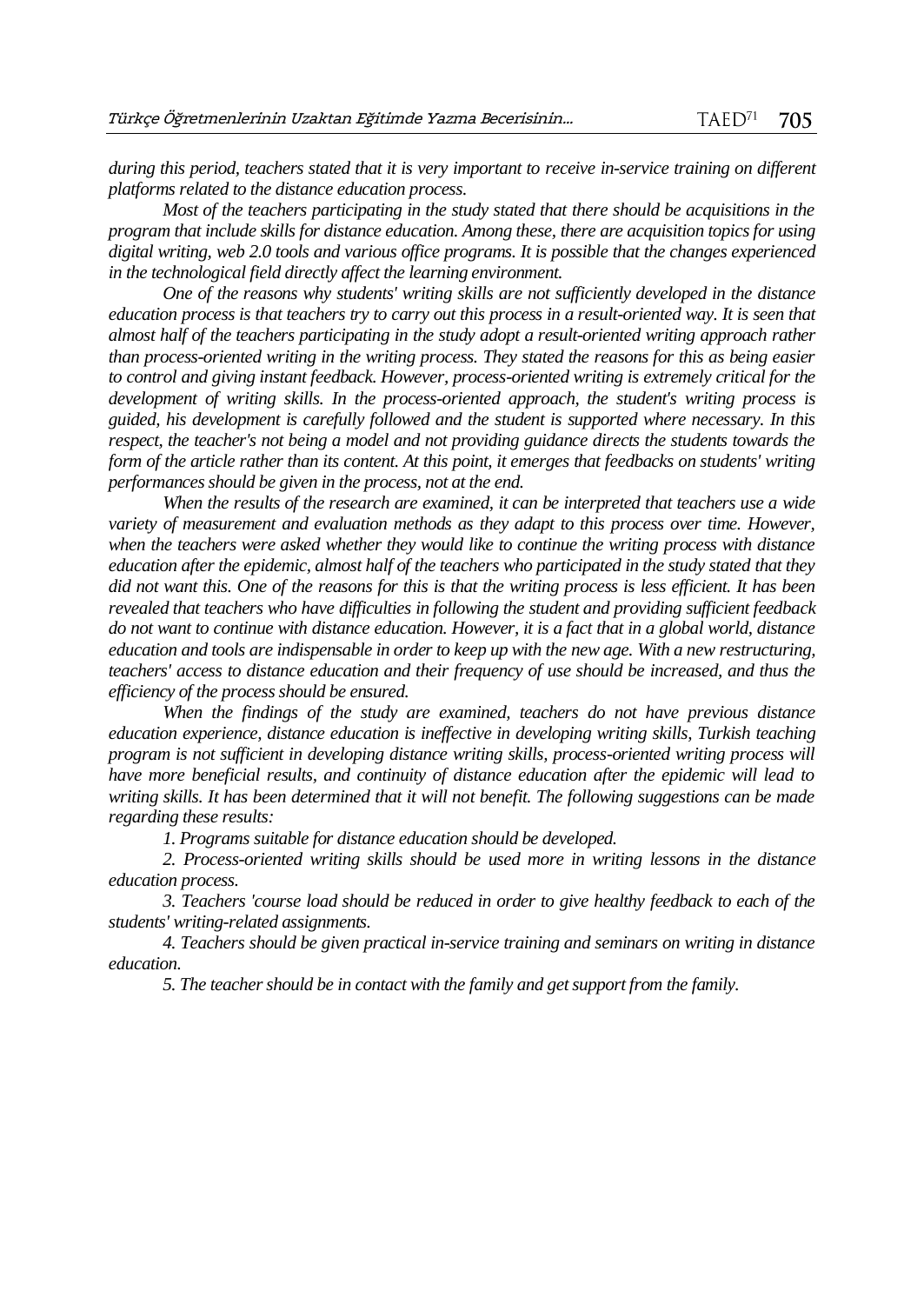*during this period, teachers stated that it is very important to receive in-service training on different platforms related to the distance education process.*

*Most of the teachers participating in the study stated that there should be acquisitions in the program that include skills for distance education. Among these, there are acquisition topics for using digital writing, web 2.0 tools and various office programs. It is possible that the changes experienced in the technological field directly affect the learning environment.*

*One of the reasons why students' writing skills are not sufficiently developed in the distance education process is that teachers try to carry out this process in a result-oriented way. It is seen that almost half of the teachers participating in the study adopt a result-oriented writing approach rather than process-oriented writing in the writing process. They stated the reasons for this as being easier to control and giving instant feedback. However, process-oriented writing is extremely critical for the development of writing skills. In the process-oriented approach, the student's writing process is guided, his development is carefully followed and the student is supported where necessary. In this respect, the teacher's not being a model and not providing guidance directs the students towards the form of the article rather than its content. At this point, it emerges that feedbacks on students' writing performances should be given in the process, not at the end.*

*When the results of the research are examined, it can be interpreted that teachers use a wide variety of measurement and evaluation methods as they adapt to this process over time. However, when the teachers were asked whether they would like to continue the writing process with distance education after the epidemic, almost half of the teachers who participated in the study stated that they did not want this. One of the reasons for this is that the writing process is less efficient. It has been revealed that teachers who have difficulties in following the student and providing sufficient feedback do not want to continue with distance education. However, it is a fact that in a global world, distance education and tools are indispensable in order to keep up with the new age. With a new restructuring, teachers' access to distance education and their frequency of use should be increased, and thus the efficiency of the process should be ensured.*

*When the findings of the study are examined, teachers do not have previous distance education experience, distance education is ineffective in developing writing skills, Turkish teaching program is not sufficient in developing distance writing skills, process-oriented writing process will have more beneficial results, and continuity of distance education after the epidemic will lead to writing skills. It has been determined that it will not benefit. The following suggestions can be made regarding these results:*

*1. Programs suitable for distance education should be developed.*

*2. Process-oriented writing skills should be used more in writing lessons in the distance education process.*

*3. Teachers 'course load should be reduced in order to give healthy feedback to each of the students' writing-related assignments.*

*4. Teachers should be given practical in-service training and seminars on writing in distance education.*

*5. The teacher should be in contact with the family and get support from the family.*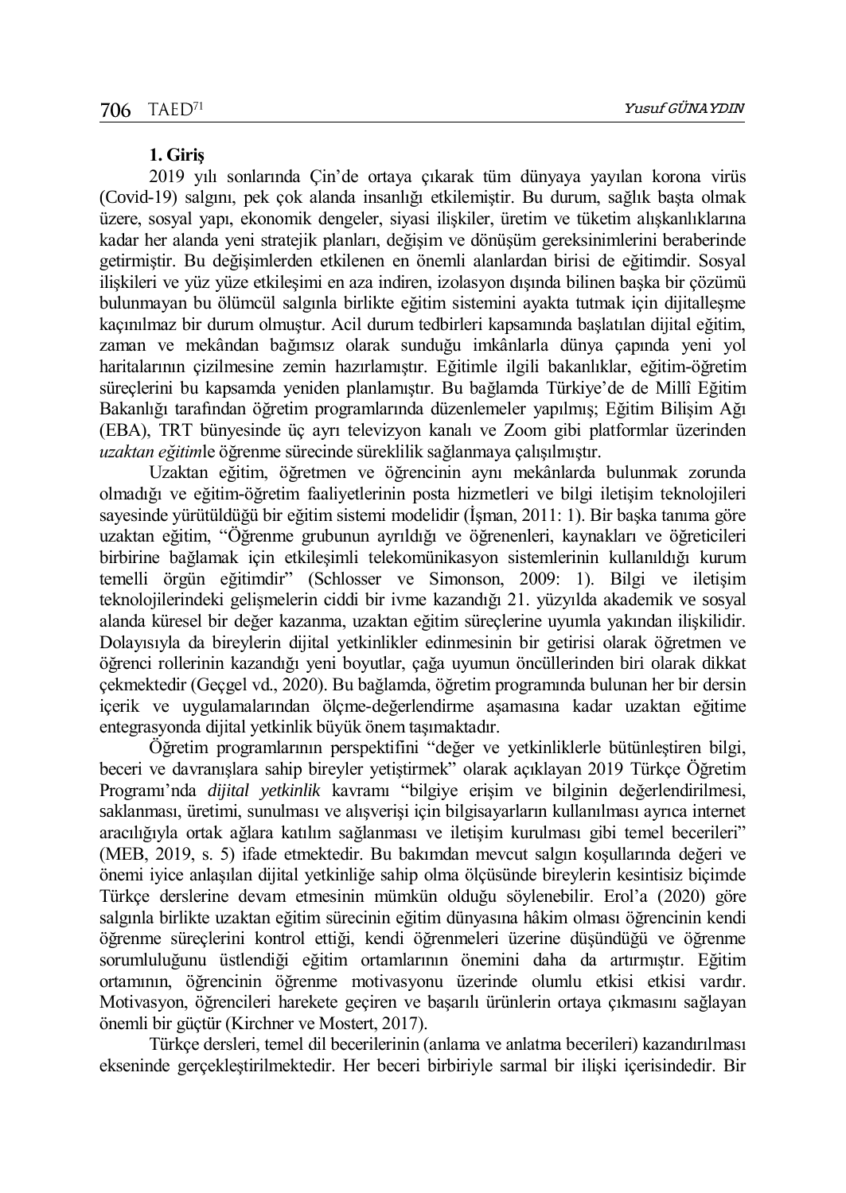## 1. Giriş

2019 yılı sonlarında Çin'de ortaya çıkarak tüm dünyaya yayılan korona virüs (Covid-19) salgını, pek çok alanda insanlığı etkilemiştir. Bu durum, sağlık başta olmak üzere, sosyal yapı, ekonomik dengeler, siyasi ilişkiler, üretim ve tüketim alışkanlıklarına kadar her alanda yeni stratejik planları, değişim ve dönüşüm gereksinimlerini beraberinde getirmiştir. Bu değişimlerden etkilenen en önemli alanlardan birisi de eğitimdir. Sosyal ilişkileri ve yüz yüze etkileşimi en aza indiren, izolasyon dışında bilinen başka bir çözümü bulunmayan bu ölümcül salgınla birlikte eğitim sistemini ayakta tutmak için dijitalleşme kaçınılmaz bir durum olmuştur. Acil durum tedbirleri kapsamında başlatılan dijital eğitim, zaman ve mekândan bağımsız olarak sunduğu imkânlarla dünya çapında yeni yol haritalarının çizilmesine zemin hazırlamıştır. Eğitimle ilgili bakanlıklar, eğitim-öğretim süreçlerini bu kapsamda yeniden planlamıştır. Bu bağlamda Türkiye'de de Millî Eğitim Bakanlığı tarafından öğretim programlarında düzenlemeler yapılmış; Eğitim Bilişim Ağı (EBA), TRT bünyesinde üç ayrı televizyon kanalı ve Zoom gibi platformlar üzerinden *uzaktan eğitim*le öğrenme sürecinde süreklilik sağlanmaya çalışılmıştır.

Uzaktan eğitim, öğretmen ve öğrencinin aynı mekânlarda bulunmak zorunda olmadığı ve eğitim-öğretim faaliyetlerinin posta hizmetleri ve bilgi iletişim teknolojileri sayesinde yürütüldüğü bir eğitim sistemi modelidir (İşman, 2011: 1). Bir başka tanıma göre uzaktan eğitim, "Öğrenme grubunun ayrıldığı ve öğrenenleri, kaynakları ve öğreticileri birbirine bağlamak için etkileşimli telekomünikasyon sistemlerinin kullanıldığı kurum temelli örgün eğitimdir" (Schlosser ve Simonson, 2009: 1). Bilgi ve iletişim teknolojilerindeki gelişmelerin ciddi bir ivme kazandığı 21. yüzyılda akademik ve sosyal alanda küresel bir değer kazanma, uzaktan eğitim süreçlerine uyumla yakından ilişkilidir. Dolayısıyla da bireylerin dijital yetkinlikler edinmesinin bir getirisi olarak öğretmen ve öğrenci rollerinin kazandığı yeni boyutlar, çağa uyumun öncüllerinden biri olarak dikkat çekmektedir (Geçgel vd., 2020). Bu bağlamda, öğretim programında bulunan her bir dersin içerik ve uygulamalarından ölçme-değerlendirme aşamasına kadar uzaktan eğitime entegrasyonda dijital yetkinlik büyük önem taşımaktadır.

Öğretim programlarının perspektifini "değer ve yetkinliklerle bütünleştiren bilgi, beceri ve davranışlara sahip bireyler yetiştirmek" olarak açıklayan 2019 Türkçe Öğretim Programı'nda *dijital yetkinlik* kavramı "bilgiye erişim ve bilginin değerlendirilmesi, saklanması, üretimi, sunulması ve alışverişi için bilgisayarların kullanılması ayrıca internet aracılığıyla ortak ağlara katılım sağlanması ve iletişim kurulması gibi temel becerileri" (MEB, 2019, s. 5) ifade etmektedir. Bu bakımdan mevcut salgın koşullarında değeri ve önemi iyice anlaşılan dijital yetkinliğe sahip olma ölçüsünde bireylerin kesintisiz biçimde Türkçe derslerine devam etmesinin mümkün olduğu söylenebilir. Erol'a (2020) göre salgınla birlikte uzaktan eğitim sürecinin eğitim dünyasına hâkim olması öğrencinin kendi öğrenme süreçlerini kontrol ettiği, kendi öğrenmeleri üzerine düşündüğü ve öğrenme sorumluluğunu üstlendiği eğitim ortamlarının önemini daha da artırmıştır. Eğitim ortamının, öğrencinin öğrenme motivasyonu üzerinde olumlu etkisi etkisi vardır. Motivasyon, öğrencileri harekete geçiren ve başarılı ürünlerin ortaya çıkmasını sağlayan önemli bir güçtür (Kirchner ve Mostert, 2017).

Türkçe dersleri, temel dil becerilerinin (anlama ve anlatma becerileri) kazandırılması ekseninde gerçekleştirilmektedir. Her beceri birbiriyle sarmal bir ilişki içerisindedir. Bir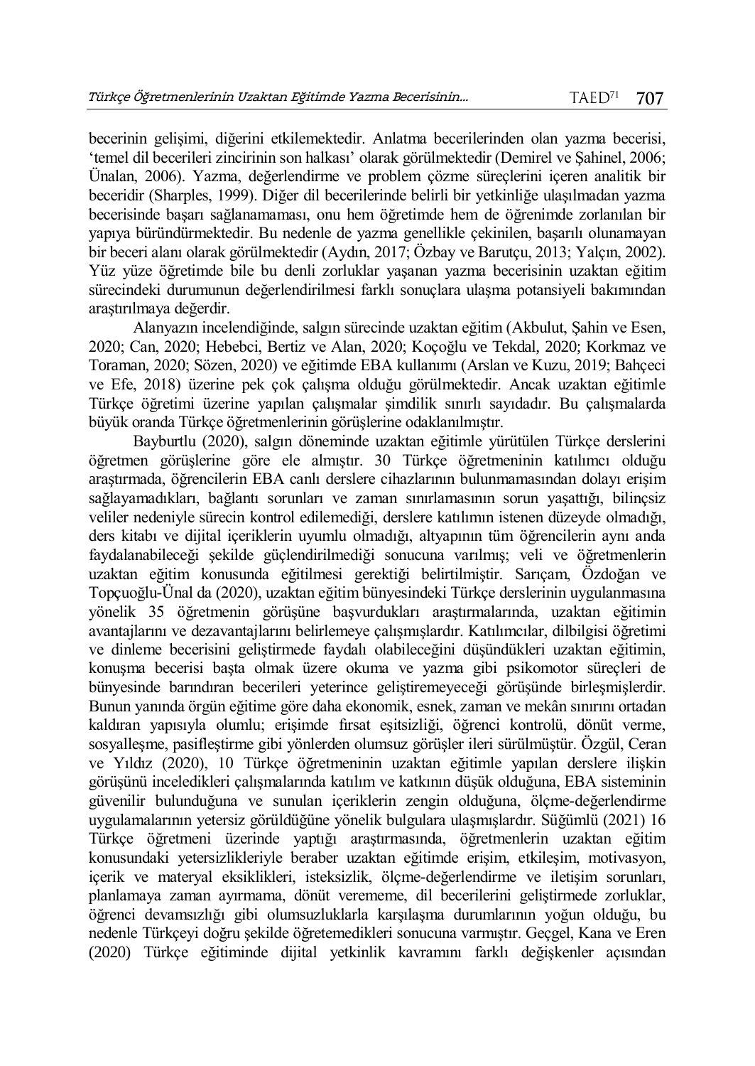becerinin gelişimi, diğerini etkilemektedir. Anlatma becerilerinden olan yazma becerisi, 'temel dil becerileri zincirinin son halkası' olarak görülmektedir (Demirel ve Şahinel, 2006; Ünalan, 2006). Yazma, değerlendirme ve problem çözme süreçlerini içeren analitik bir beceridir (Sharples, 1999). Diğer dil becerilerinde belirli bir yetkinliğe ulaşılmadan yazma becerisinde başarı sağlanamaması, onu hem öğretimde hem de öğrenimde zorlanılan bir yapıya büründürmektedir. Bu nedenle de yazma genellikle çekinilen, başarılı olunamayan bir beceri alanı olarak görülmektedir (Aydın, 2017; Özbay ve Barutçu, 2013; Yalçın, 2002). Yüz yüze öğretimde bile bu denli zorluklar yaşanan yazma becerisinin uzaktan eğitim sürecindeki durumunun değerlendirilmesi farklı sonuçlara ulaşma potansiyeli bakımından araştırılmaya değerdir.

Alanyazın incelendiğinde, salgın sürecinde uzaktan eğitim (Akbulut, Şahin ve Esen, 2020; Can, 2020; Hebebci, Bertiz ve Alan, 2020; Koçoğlu ve Tekdal, 2020; Korkmaz ve Toraman, 2020; Sözen, 2020) ve eğitimde EBA kullanımı (Arslan ve Kuzu, 2019; Bahçeci ve Efe, 2018) üzerine pek çok çalışma olduğu görülmektedir. Ancak uzaktan eğitimle Türkçe öğretimi üzerine yapılan çalışmalar şimdilik sınırlı sayıdadır. Bu çalışmalarda büyük oranda Türkçe öğretmenlerinin görüşlerine odaklanılmıştır.

Bayburtlu (2020), salgın döneminde uzaktan eğitimle yürütülen Türkçe derslerini öğretmen görüşlerine göre ele almıştır. 30 Türkçe öğretmeninin katılımcı olduğu araştırmada, öğrencilerin EBA canlı derslere cihazlarının bulunmamasından dolayı erişim sağlayamadıkları, bağlantı sorunları ve zaman sınırlamasının sorun yaşattığı, bilinçsiz veliler nedeniyle sürecin kontrol edilemediği, derslere katılımın istenen düzeyde olmadığı, ders kitabı ve dijital içeriklerin uyumlu olmadığı, altyapının tüm öğrencilerin aynı anda faydalanabileceği şekilde güçlendirilmediği sonucuna varılmış; veli ve öğretmenlerin uzaktan eğitim konusunda eğitilmesi gerektiği belirtilmiştir. Sarıçam, Özdoğan ve Topçuoğlu-Ünal da (2020), uzaktan eğitim bünyesindeki Türkçe derslerinin uygulanmasına yönelik 35 öğretmenin görüşüne başvurdukları araştırmalarında, uzaktan eğitimin avantajlarını ve dezavantajlarını belirlemeye çalışmışlardır. Katılımcılar, dilbilgisi öğretimi ve dinleme becerisini geliştirmede faydalı olabileceğini düşündükleri uzaktan eğitimin, konuşma becerisi başta olmak üzere okuma ve yazma gibi psikomotor süreçleri de bünyesinde barındıran becerileri yeterince geliştiremeyeceği görüşünde birleşmişlerdir. Bunun yanında örgün eğitime göre daha ekonomik, esnek, zaman ve mekân sınırını ortadan kaldıran yapısıyla olumlu; erişimde fırsat eşitsizliği, öğrenci kontrolü, dönüt verme, sosyalleşme, pasifleştirme gibi yönlerden olumsuz görüşler ileri sürülmüştür. Özgül, Ceran ve Yıldız (2020), 10 Türkçe öğretmeninin uzaktan eğitimle yapılan derslere ilişkin görüşünü inceledikleri çalışmalarında katılım ve katkının düşük olduğuna, EBA sisteminin güvenilir bulunduğuna ve sunulan içeriklerin zengin olduğuna, ölçme-değerlendirme uygulamalarının yetersiz görüldüğüne yönelik bulgulara ulaşmışlardır. Süğümlü (2021) 16 Türkçe öğretmeni üzerinde yaptığı araştırmasında, öğretmenlerin uzaktan eğitim konusundaki yetersizlikleriyle beraber uzaktan eğitimde erişim, etkileşim, motivasyon, içerik ve materyal eksiklikleri, isteksizlik, ölçme-değerlendirme ve iletişim sorunları, planlamaya zaman ayırmama, dönüt verememe, dil becerilerini geliştirmede zorluklar, öğrenci devamsızlığı gibi olumsuzluklarla karşılaşma durumlarının yoğun olduğu, bu nedenle Türkçeyi doğru şekilde öğretemedikleri sonucuna varmıştır. Geçgel, Kana ve Eren (2020) Türkçe eğitiminde dijital yetkinlik kavramını farklı değişkenler açısından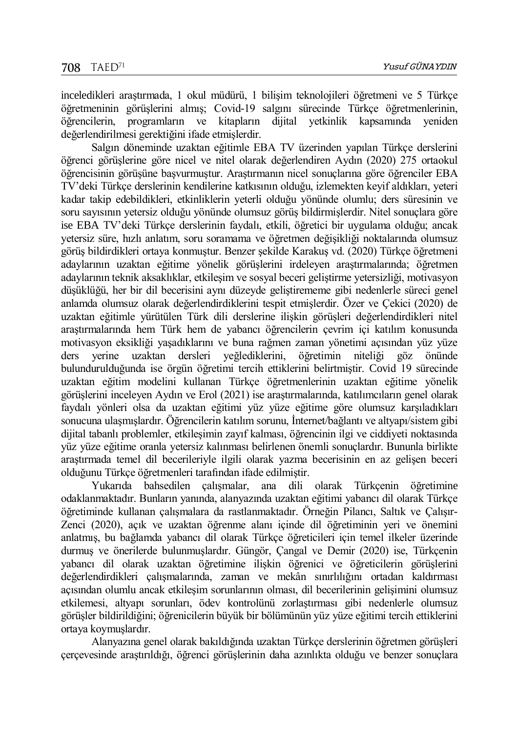inceledikleri araştırmada, 1 okul müdürü, 1 bilişim teknolojileri öğretmeni ve 5 Türkçe öğretmeninin görüşlerini almış; Covid-19 salgını sürecinde Türkçe öğretmenlerinin, öğrencilerin, programların ve kitapların dijital yetkinlik kapsamında yeniden değerlendirilmesi gerektiğini ifade etmişlerdir.

Salgın döneminde uzaktan eğitimle EBA TV üzerinden yapılan Türkçe derslerini öğrenci görüşlerine göre nicel ve nitel olarak değerlendiren Aydın (2020) 275 ortaokul öğrencisinin görüşüne başvurmuştur. Araştırmanın nicel sonuçlarına göre öğrenciler EBA TV'deki Türkçe derslerinin kendilerine katkısının olduğu, izlemekten keyif aldıkları, yeteri kadar takip edebildikleri, etkinliklerin yeterli olduğu yönünde olumlu; ders süresinin ve soru sayısının yetersiz olduğu yönünde olumsuz görüş bildirmişlerdir. Nitel sonuçlara göre ise EBA TV'deki Türkçe derslerinin faydalı, etkili, öğretici bir uygulama olduğu; ancak yetersiz süre, hızlı anlatım, soru soramama ve öğretmen değişikliği noktalarında olumsuz görüş bildirdikleri ortaya konmuştur. Benzer şekilde Karakuş vd. (2020) Türkçe öğretmeni adaylarının uzaktan eğitime yönelik görüşlerini irdeleyen araştırmalarında; öğretmen adaylarının teknik aksaklıklar, etkileşim ve sosyal beceri geliştirme yetersizliği, motivasyon düşüklüğü, her bir dil becerisini aynı düzeyde geliştirememe gibi nedenlerle süreci genel anlamda olumsuz olarak değerlendirdiklerini tespit etmişlerdir. Özer ve Çekici (2020) de uzaktan eğitimle yürütülen Türk dili derslerine ilişkin görüşleri değerlendirdikleri nitel araştırmalarında hem Türk hem de yabancı öğrencilerin çevrim içi katılım konusunda motivasyon eksikliği yaşadıklarını ve buna rağmen zaman yönetimi açısından yüz yüze ders yerine uzaktan dersleri yeğlediklerini, öğretimin niteliği göz önünde bulundurulduğunda ise örgün öğretimi tercih ettiklerini belirtmiştir. Covid 19 sürecinde uzaktan eğitim modelini kullanan Türkçe öğretmenlerinin uzaktan eğitime yönelik görüşlerini inceleyen Aydın ve Erol (2021) ise araştırmalarında, katılımcıların genel olarak faydalı yönleri olsa da uzaktan eğitimi yüz yüze eğitime göre olumsuz karşıladıkları sonucuna ulaşmışlardır. Öğrencilerin katılım sorunu, İnternet/bağlantı ve altyapı/sistem gibi dijital tabanlı problemler, etkileşimin zayıf kalması, öğrencinin ilgi ve ciddiyeti noktasında yüz yüze eğitime oranla yetersiz kalınması belirlenen önemli sonuçlardır. Bununla birlikte araştırmada temel dil becerileriyle ilgili olarak yazma becerisinin en az gelişen beceri olduğunu Türkçe öğretmenleri tarafından ifade edilmiştir.

Yukarıda bahsedilen çalışmalar, ana dili olarak Türkçenin öğretimine odaklanmaktadır. Bunların yanında, alanyazında uzaktan eğitimi yabancı dil olarak Türkçe öğretiminde kullanan çalışmalara da rastlanmaktadır. Örneğin Pilancı, Saltık ve Çalışır-Zenci (2020), açık ve uzaktan öğrenme alanı içinde dil öğretiminin yeri ve önemini anlatmış, bu bağlamda yabancı dil olarak Türkçe öğreticileri için temel ilkeler üzerinde durmuş ve önerilerde bulunmuşlardır. Güngör, Çangal ve Demir (2020) ise, Türkçenin yabancı dil olarak uzaktan öğretimine ilişkin öğrenici ve öğreticilerin görüşlerini değerlendirdikleri çalışmalarında, zaman ve mekân sınırlılığını ortadan kaldırması açısından olumlu ancak etkileşim sorunlarının olması, dil becerilerinin gelişimini olumsuz etkilemesi, altyapı sorunları, ödev kontrolünü zorlaştırması gibi nedenlerle olumsuz görüşler bildirildiğini; öğrenicilerin büyük bir bölümünün yüz yüze eğitimi tercih ettiklerini ortaya koymuşlardır.

Alanyazına genel olarak bakıldığında uzaktan Türkçe derslerinin öğretmen görüşleri çerçevesinde araştırıldığı, öğrenci görüşlerinin daha azınlıkta olduğu ve benzer sonuçlara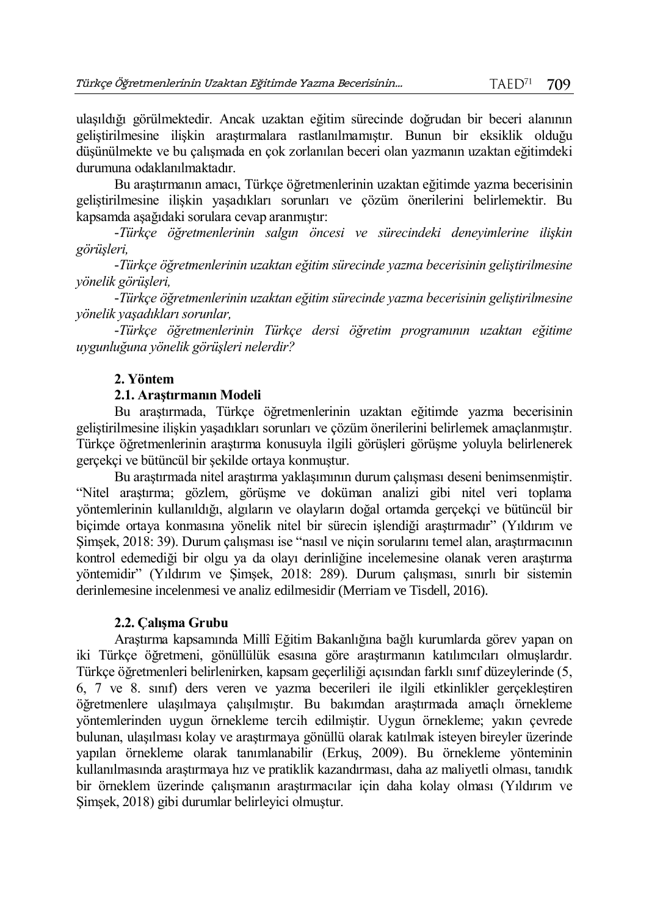ulaşıldığı görülmektedir. Ancak uzaktan eğitim sürecinde doğrudan bir beceri alanının geliştirilmesine ilişkin araştırmalara rastlanılmamıştır. Bunun bir eksiklik olduğu düşünülmekte ve bu çalışmada en çok zorlanılan beceri olan yazmanın uzaktan eğitimdeki durumuna odaklanılmaktadır.

Bu araştırmanın amacı, Türkçe öğretmenlerinin uzaktan eğitimde yazma becerisinin geliştirilmesine ilişkin yaşadıkları sorunları ve çözüm önerilerini belirlemektir. Bu kapsamda aşağıdaki sorulara cevap aranmıştır:

-*Türkçe öğretmenlerinin salgın öncesi ve sürecindeki deneyimlerine ilişkin görüşleri,*

-*Türkçe öğretmenlerinin uzaktan eğitim sürecinde yazma becerisinin geliştirilmesine yönelik görüşleri,*

-*Türkçe öğretmenlerinin uzaktan eğitim sürecinde yazma becerisinin geliştirilmesine yönelik yaşadıkları sorunlar,*

-*Türkçe öğretmenlerinin Türkçe dersi öğretim programının uzaktan eğitime uygunluğuna yönelik görüşleri nelerdir?*

## 2. Yöntem

### 2.1. Araştırmanın Modeli

Bu araştırmada, Türkçe öğretmenlerinin uzaktan eğitimde yazma becerisinin geliştirilmesine ilişkin yaşadıkları sorunları ve çözüm önerilerini belirlemek amaçlanmıştır. Türkçe öğretmenlerinin araştırma konusuyla ilgili görüşleri görüşme yoluyla belirlenerek gerçekçi ve bütüncül bir şekilde ortaya konmuştur.

Bu araştırmada nitel araştırma yaklaşımının durum çalışması deseni benimsenmiştir. "Nitel araştırma; gözlem, görüşme ve doküman analizi gibi nitel veri toplama yöntemlerinin kullanıldığı, algıların ve olayların doğal ortamda gerçekçi ve bütüncül bir biçimde ortaya konmasına yönelik nitel bir sürecin işlendiği araştırmadır" (Yıldırım ve Şimşek, 2018: 39). Durum çalışması ise "nasıl ve niçin sorularını temel alan, araştırmacının kontrol edemediği bir olgu ya da olayı derinliğine incelemesine olanak veren araştırma yöntemidir" (Yıldırım ve Şimşek, 2018: 289). Durum çalışması, sınırlı bir sistemin derinlemesine incelenmesi ve analiz edilmesidir (Merriam ve Tisdell, 2016).

### 2.2. Çalışma Grubu

Araştırma kapsamında Millî Eğitim Bakanlığına bağlı kurumlarda görev yapan on iki Türkçe öğretmeni, gönüllülük esasına göre araştırmanın katılımcıları olmuşlardır. Türkçe öğretmenleri belirlenirken, kapsam geçerliliği açısından farklı sınıf düzeylerinde (5, 6, 7 ve 8. sınıf) ders veren ve yazma becerileri ile ilgili etkinlikler gerçekleştiren öğretmenlere ulaşılmaya çalışılmıştır. Bu bakımdan araştırmada amaçlı örnekleme yöntemlerinden uygun örnekleme tercih edilmiştir. Uygun örnekleme; yakın çevrede bulunan, ulaşılması kolay ve araştırmaya gönüllü olarak katılmak isteyen bireyler üzerinde yapılan örnekleme olarak tanımlanabilir (Erkuş, 2009). Bu örnekleme yönteminin kullanılmasında araştırmaya hız ve pratiklik kazandırması, daha az maliyetli olması, tanıdık bir örneklem üzerinde çalışmanın araştırmacılar için daha kolay olması (Yıldırım ve Şimşek, 2018) gibi durumlar belirleyici olmuştur.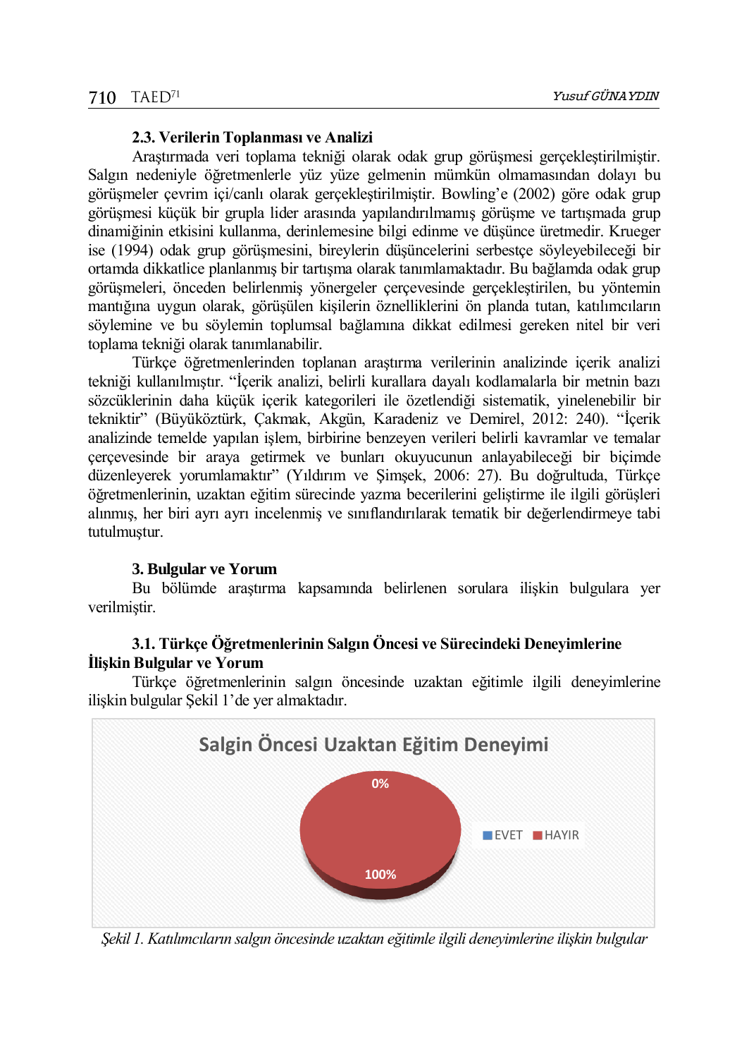### 2.3. Verilerin Toplanması ve Analizi

Araştırmada veri toplama tekniği olarak odak grup görüşmesi gerçekleştirilmiştir. Salgın nedeniyle öğretmenlerle yüz yüze gelmenin mümkün olmamasından dolayı bu görüşmeler çevrim içi/canlı olarak gerçekleştirilmiştir. Bowling'e (2002) göre odak grup görüşmesi küçük bir grupla lider arasında yapılandırılmamış görüşme ve tartışmada grup dinamiğinin etkisini kullanma, derinlemesine bilgi edinme ve düşünce üretmedir. Krueger ise (1994) odak grup görüşmesini, bireylerin düşüncelerini serbestçe söyleyebileceği bir ortamda dikkatlice planlanmış bir tartışma olarak tanımlamaktadır. Bu bağlamda odak grup görüşmeleri, önceden belirlenmiş yönergeler çerçevesinde gerçekleştirilen, bu yöntemin mantığına uygun olarak, görüşülen kişilerin öznelliklerini ön planda tutan, katılımcıların söylemine ve bu söylemin toplumsal bağlamına dikkat edilmesi gereken nitel bir veri toplama tekniği olarak tanımlanabilir.

Türkçe öğretmenlerinden toplanan araştırma verilerinin analizinde içerik analizi tekniği kullanılmıştır. "İçerik analizi, belirli kurallara dayalı kodlamalarla bir metnin bazı sözcüklerinin daha küçük içerik kategorileri ile özetlendiği sistematik, yinelenebilir bir tekniktir" (Büyüköztürk, Çakmak, Akgün, Karadeniz ve Demirel, 2012: 240). "İçerik analizinde temelde yapılan işlem, birbirine benzeyen verileri belirli kavramlar ve temalar çerçevesinde bir araya getirmek ve bunları okuyucunun anlayabileceği bir biçimde düzenleyerek yorumlamaktır" (Yıldırım ve Şimşek, 2006: 27). Bu doğrultuda, Türkçe öğretmenlerinin, uzaktan eğitim sürecinde yazma becerilerini geliştirme ile ilgili görüşleri alınmış, her biri ayrı ayrı incelenmiş ve sınıflandırılarak tematik bir değerlendirmeye tabi tutulmuştur.

## 3. Bulgular ve Yorum

Bu bölümde araştırma kapsamında belirlenen sorulara ilişkin bulgulara yer verilmiştir.

### 3.1. Türkçe Öğretmenlerinin Salgın Öncesi ve Sürecindeki Deneyimlerine İlişkin Bulgular ve Yorum

Türkçe öğretmenlerinin salgın öncesinde uzaktan eğitimle ilgili deneyimlerine ilişkin bulgular Şekil 1'de yer almaktadır.

Salgin Öncesi Uzaktan Eğitim Deneyimi

| | EVET | HAYIR |
|---|---|---|
| Oran | 0% | 100% |

*Şekil 1. Katılımcıların salgın öncesinde uzaktan eğitimle ilgili deneyimlerine ilişkin bulgular*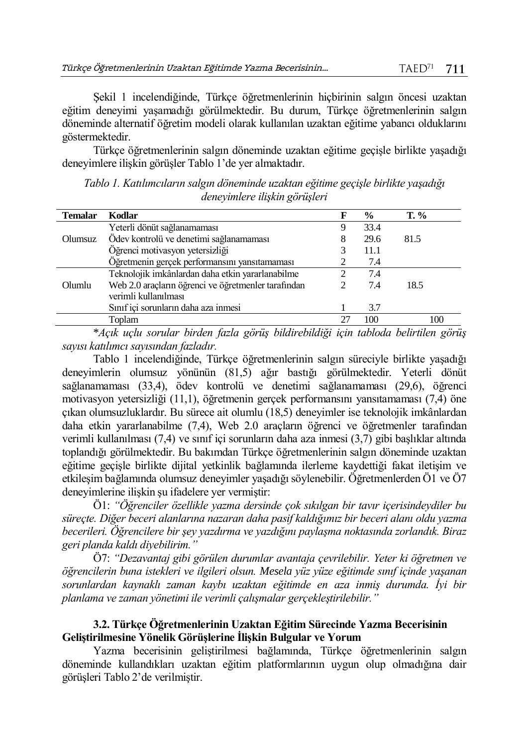Şekil 1 incelendiğinde, Türkçe öğretmenlerinin hiçbirinin salgın öncesi uzaktan eğitim deneyimi yaşamadığı görülmektedir. Bu durum, Türkçe öğretmenlerinin salgın döneminde alternatif öğretim modeli olarak kullanılan uzaktan eğitime yabancı olduklarını göstermektedir.

Türkçe öğretmenlerinin salgın döneminde uzaktan eğitime geçişle birlikte yaşadığı deneyimlere ilişkin görüşler Tablo 1'de yer almaktadır.

*Tablo 1. Katılımcıların salgın döneminde uzaktan eğitime geçişle birlikte yaşadığı deneyimlere ilişkin görüşleri*

| Temalar | Kodlar | F | % | T. % |
|---|---|---|---|---|
| Olumsuz | Yeterli dönüt sağlanamaması | 9 | 33.4 | 81.5 |
| | Ödev kontrolü ve denetimi sağlanamaması | 8 | 29.6 | |
| | Öğrenci motivasyon yetersizliği | 3 | 11.1 | |
| | Öğretmenin gerçek performansını yansıtamaması | 2 | 7.4 | |
| Olumlu | Teknolojik imkânlardan daha etkin yararlanabilme | 2 | 7.4 | 18.5 |
| | Web 2.0 araçların öğrenci ve öğretmenler tarafından verimli kullanılması | 2 | 7.4 | |
| | Sınıf içi sorunların daha aza inmesi | 1 | 3.7 | |
| | Toplam | 27 | 100 | 100 |

**Açık uçlu sorular birden fazla görüş bildirebildiği için tabloda belirtilen görüş sayısı katılımcı sayısından fazladır.*

Tablo 1 incelendiğinde, Türkçe öğretmenlerinin salgın süreciyle birlikte yaşadığı deneyimlerin olumsuz yönünün (81,5) ağır bastığı görülmektedir. Yeterli dönüt sağlanamaması (33,4), ödev kontrolü ve denetimi sağlanamaması (29,6), öğrenci motivasyon yetersizliği (11,1), öğretmenin gerçek performansını yansıtamaması (7,4) öne çıkan olumsuzluklardır. Bu sürece ait olumlu (18,5) deneyimler ise teknolojik imkânlardan daha etkin yararlanabilme (7,4), Web 2.0 araçların öğrenci ve öğretmenler tarafından verimli kullanılması (7,4) ve sınıf içi sorunların daha aza inmesi (3,7) gibi başlıklar altında toplandığı görülmektedir. Bu bakımdan Türkçe öğretmenlerinin salgın döneminde uzaktan eğitime geçişle birlikte dijital yetkinlik bağlamında ilerleme kaydettiği fakat iletişim ve etkileşim bağlamında olumsuz deneyimler yaşadığı söylenebilir. Öğretmenlerden Ö1 ve Ö7 deneyimlerine ilişkin şu ifadelere yer vermiştir:

Ö1: *"Öğrenciler özellikle yazma dersinde çok sıkılgan bir tavır içerisindeydiler bu süreçte. Diğer beceri alanlarına nazaran daha pasif kaldığımız bir beceri alanı oldu yazma becerileri. Öğrencilere bir şey yazdırma ve yazdığını paylaşma noktasında zorlandık. Biraz geri planda kaldı diyebilirim."*

Ö7: *"Dezavantaj gibi görülen durumlar avantaja çevrilebilir. Yeter ki öğretmen ve öğrencilerin buna istekleri ve ilgileri olsun. Mesela yüz yüze eğitimde sınıf içinde yaşanan sorunlardan kaynaklı zaman kaybı uzaktan eğitimde en aza inmiş durumda. İyi bir planlama ve zaman yönetimi ile verimli çalışmalar gerçekleştirilebilir."*

### 3.2. Türkçe Öğretmenlerinin Uzaktan Eğitim Sürecinde Yazma Becerisinin Geliştirilmesine Yönelik Görüşlerine İlişkin Bulgular ve Yorum

Yazma becerisinin geliştirilmesi bağlamında, Türkçe öğretmenlerinin salgın döneminde kullandıkları uzaktan eğitim platformlarının uygun olup olmadığına dair görüşleri Tablo 2'de verilmiştir.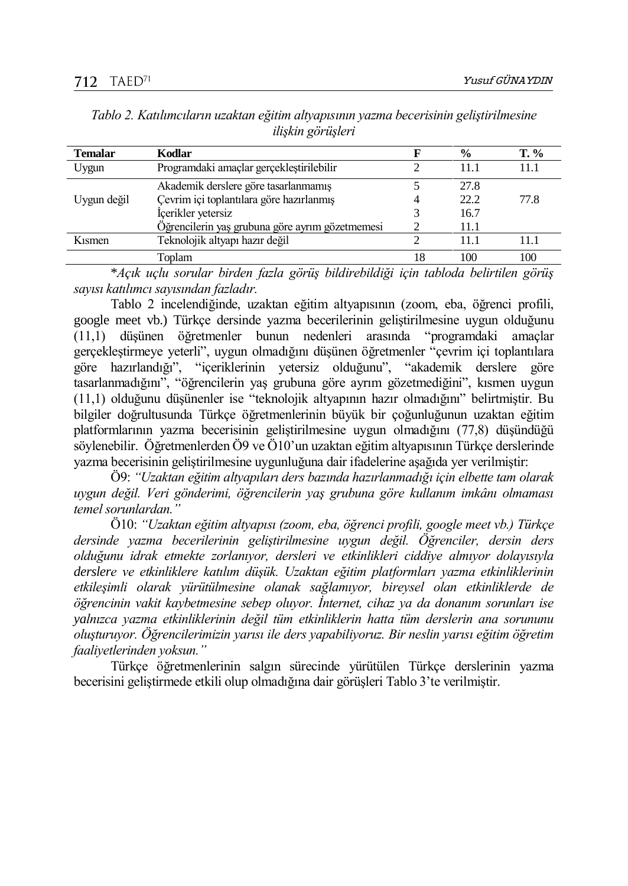*Tablo 2. Katılımcıların uzaktan eğitim altyapısının yazma becerisinin geliştirilmesine ilişkin görüşleri*

| Temalar | Kodlar | F | % | T. % |
|---|---|---|---|---|
| Uygun | Programdaki amaçlar gerçekleştirilebilir | 2 | 11.1 | 11.1 |
| Uygun değil | Akademik derslere göre tasarlanmamış | 5 | 27.8 | 77.8 |
| | Çevrim içi toplantılara göre hazırlanmış | 4 | 22.2 | |
| | İçerikler yetersiz | 3 | 16.7 | |
| | Öğrencilerin yaş grubuna göre ayrım gözetmemesi | 2 | 11.1 | |
| Kısmen | Teknolojik altyapı hazır değil | 2 | 11.1 | 11.1 |
| | Toplam | 18 | 100 | 100 |

*Açık uçlu sorular birden fazla görüş bildirebildiği için tabloda belirtilen görüş sayısı katılımcı sayısından fazladır.*

Tablo 2 incelendiğinde, uzaktan eğitim altyapısının (zoom, eba, öğrenci profili, google meet vb.) Türkçe dersinde yazma becerilerinin geliştirilmesine uygun olduğunu (11,1) düşünen öğretmenler bunun nedenleri arasında "programdaki amaçlar gerçekleştirmeye yeterli", uygun olmadığını düşünen öğretmenler "çevrim içi toplantılara göre hazırlandığı", "içeriklerinin yetersiz olduğunu", "akademik derslere göre tasarlanmadığını", "öğrencilerin yaş grubuna göre ayrım gözetmediğini", kısmen uygun (11,1) olduğunu düşünenler ise "teknolojik altyapının hazır olmadığını" belirtmiştir. Bu bilgiler doğrultusunda Türkçe öğretmenlerinin büyük bir çoğunluğunun uzaktan eğitim platformlarının yazma becerisinin geliştirilmesine uygun olmadığını (77,8) düşündüğü söylenebilir. Öğretmenlerden Ö9 ve Ö10'un uzaktan eğitim altyapısının Türkçe derslerinde yazma becerisinin geliştirilmesine uygunluğuna dair ifadelerine aşağıda yer verilmiştir:

Ö9: *"Uzaktan eğitim altyapıları ders bazında hazırlanmadığı için elbette tam olarak uygun değil. Veri gönderimi, öğrencilerin yaş grubuna göre kullanım imkânı olmaması temel sorunlardan."*

Ö10: *"Uzaktan eğitim altyapısı (zoom, eba, öğrenci profili, google meet vb.) Türkçe dersinde yazma becerilerinin geliştirilmesine uygun değil. Öğrenciler, dersin ders olduğunu idrak etmekte zorlanıyor, dersleri ve etkinlikleri ciddiye almıyor dolayısıyla derslere ve etkinliklere katılım düşük. Uzaktan eğitim platformları yazma etkinliklerinin etkileşimli olarak yürütülmesine olanak sağlamıyor, bireysel olan etkinliklerde de öğrencinin vakit kaybetmesine sebep oluyor. İnternet, cihaz ya da donanım sorunları ise yalnızca yazma etkinliklerinin değil tüm etkinliklerin hatta tüm derslerin ana sorununu oluşturuyor. Öğrencilerimizin yarısı ile ders yapabiliyoruz. Bir neslin yarısı eğitim öğretim faaliyetlerinden yoksun."*

Türkçe öğretmenlerinin salgın sürecinde yürütülen Türkçe derslerinin yazma becerisini geliştirmede etkili olup olmadığına dair görüşleri Tablo 3'te verilmiştir.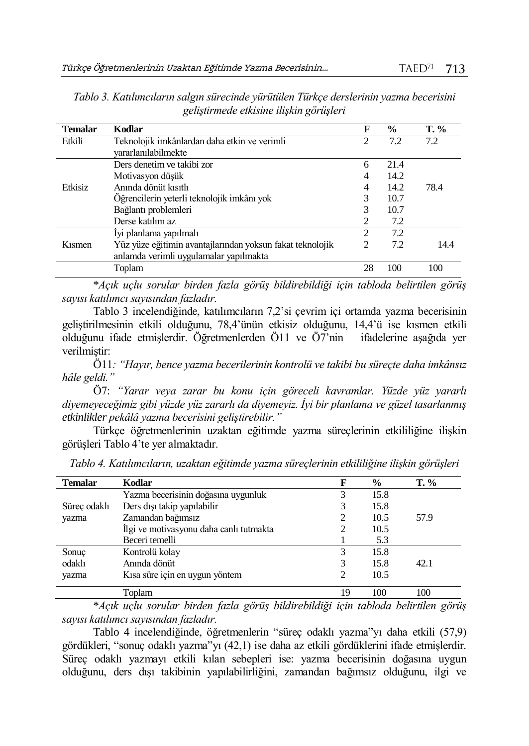*Tablo 3. Katılımcıların salgın sürecinde yürütülen Türkçe derslerinin yazma becerisini geliştirmede etkisine ilişkin görüşleri*

| Temalar | Kodlar | F | % | T. % |
|---|---|---|---|---|
| Etkili | Teknolojik imkânlardan daha etkin ve verimli yararlanılabilmekte | 2 | 7.2 | 7.2 |
| Etkisiz | Ders denetim ve takibi zor | 6 | 21.4 | 78.4 |
| | Motivasyon düşük | 4 | 14.2 | |
| | Anında dönüt kısıtlı | 4 | 14.2 | |
| | Öğrencilerin yeterli teknolojik imkânı yok | 3 | 10.7 | |
| | Bağlantı problemleri | 3 | 10.7 | |
| | Derse katılım az | 2 | 7.2 | |
| Kısmen | İyi planlama yapılmalı | 2 | 7.2 | 14.4 |
| | Yüz yüze eğitimin avantajlarından yoksun fakat teknolojik anlamda verimli uygulamalar yapılmakta | 2 | 7.2 | |
| | Toplam | 28 | 100 | 100 |

**Açık uçlu sorular birden fazla görüş bildirebildiği için tabloda belirtilen görüş sayısı katılımcı sayısından fazladır.*

Tablo 3 incelendiğinde, katılımcıların 7,2'si çevrim içi ortamda yazma becerisinin geliştirilmesinin etkili olduğunu, 78,4'ünün etkisiz olduğunu, 14,4'ü ise kısmen etkili olduğunu ifade etmişlerdir. Öğretmenlerden Ö11 ve Ö7'nin ifadelerine aşağıda yer verilmiştir:

Ö11*: "Hayır, bence yazma becerilerinin kontrolü ve takibi bu süreçte daha imkânsız hâle geldi."*

Ö7: *"Yarar veya zarar bu konu için göreceli kavramlar. Yüzde yüz yararlı diyemeyeceğimiz gibi yüzde yüz zararlı da diyemeyiz. İyi bir planlama ve güzel tasarlanmış etkinlikler pekâlâ yazma becerisini geliştirebilir."*

Türkçe öğretmenlerinin uzaktan eğitimde yazma süreçlerinin etkililiğine ilişkin görüşleri Tablo 4'te yer almaktadır.

*Tablo 4. Katılımcıların, uzaktan eğitimde yazma süreçlerinin etkililiğine ilişkin görüşleri*

| Temalar | Kodlar | F | % | T. % |
|---|---|---|---|---|
| Süreç odaklı yazma | Yazma becerisinin doğasına uygunluk | 3 | 15.8 | 57.9 |
| | Ders dışı takip yapılabilir | 3 | 15.8 | |
| | Zamandan bağımsız | 2 | 10.5 | |
| | İlgi ve motivasyonu daha canlı tutmakta | 2 | 10.5 | |
| | Beceri temelli | 1 | 5.3 | |
| Sonuç odaklı yazma | Kontrolü kolay | 3 | 15.8 | 42.1 |
| | Anında dönüt | 3 | 15.8 | |
| | Kısa süre için en uygun yöntem | 2 | 10.5 | |
| | Toplam | 19 | 100 | 100 |

**Açık uçlu sorular birden fazla görüş bildirebildiği için tabloda belirtilen görüş sayısı katılımcı sayısından fazladır.*

Tablo 4 incelendiğinde, öğretmenlerin "süreç odaklı yazma"yı daha etkili (57,9) gördükleri, "sonuç odaklı yazma"yı (42,1) ise daha az etkili gördüklerini ifade etmişlerdir. Süreç odaklı yazmayı etkili kılan sebepleri ise: yazma becerisinin doğasına uygun olduğunu, ders dışı takibinin yapılabilirliğini, zamandan bağımsız olduğunu, ilgi ve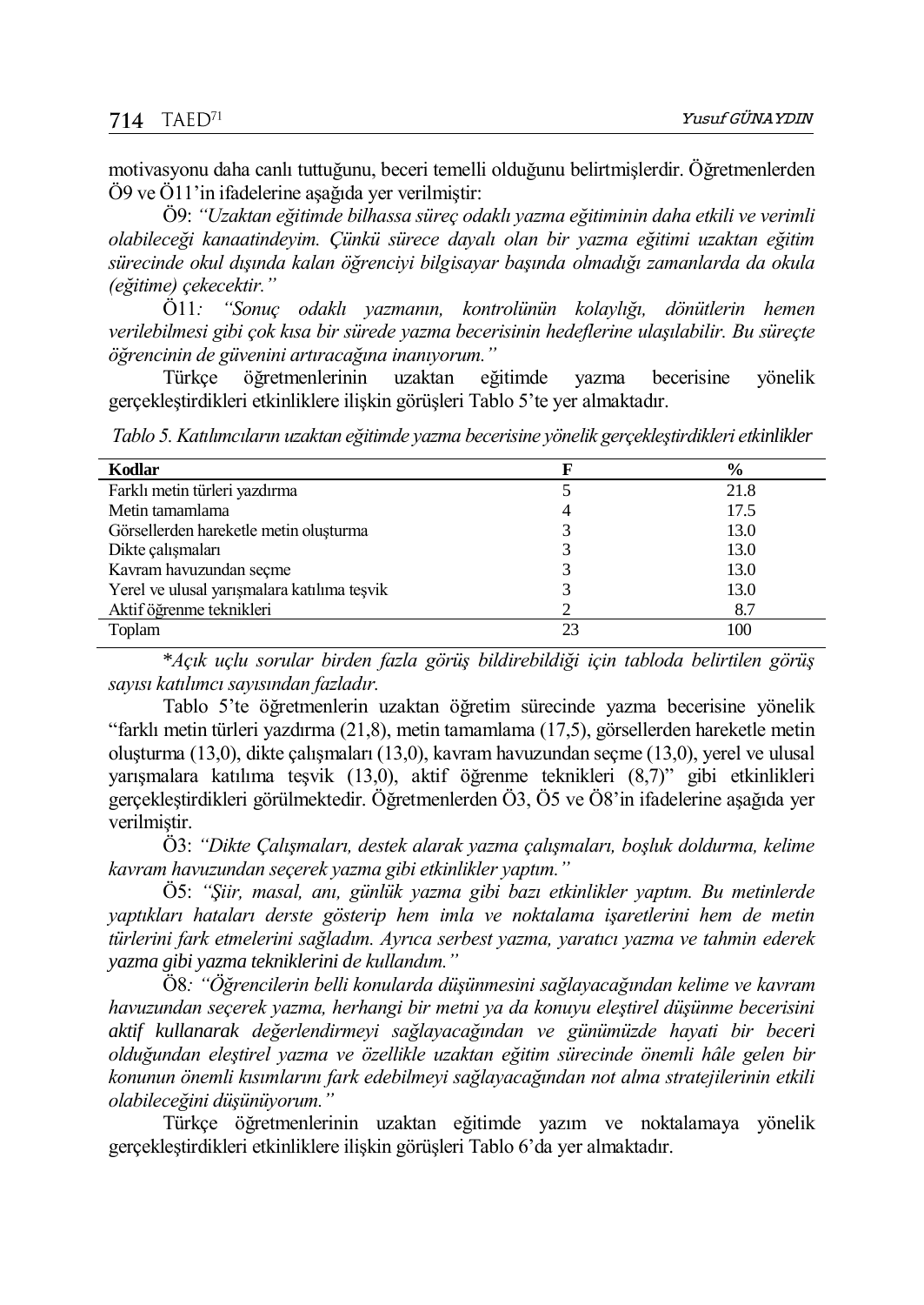motivasyonu daha canlı tuttuğunu, beceri temelli olduğunu belirtmişlerdir. Öğretmenlerden Ö9 ve Ö11'in ifadelerine aşağıda yer verilmiştir:

Ö9: *"Uzaktan eğitimde bilhassa süreç odaklı yazma eğitiminin daha etkili ve verimli olabileceği kanaatindeyim. Çünkü sürece dayalı olan bir yazma eğitimi uzaktan eğitim sürecinde okul dışında kalan öğrenciyi bilgisayar başında olmadığı zamanlarda da okula (eğitime) çekecektir."*

Ö11*: "Sonuç odaklı yazmanın, kontrolünün kolaylığı, dönütlerin hemen verilebilmesi gibi çok kısa bir sürede yazma becerisinin hedeflerine ulaşılabilir. Bu süreçte öğrencinin de güvenini artıracağına inanıyorum."*

Türkçe öğretmenlerinin uzaktan eğitimde yazma becerisine yönelik gerçekleştirdikleri etkinliklere ilişkin görüşleri Tablo 5'te yer almaktadır.

*Tablo 5. Katılımcıların uzaktan eğitimde yazma becerisine yönelik gerçekleştirdikleri etkinlikler*

| Kodlar | F | % |
|---|---|---|
| Farklı metin türleri yazdırma | 5 | 21.8 |
| Metin tamamlama | 4 | 17.5 |
| Görsellerden hareketle metin oluşturma | 3 | 13.0 |
| Dikte çalışmaları | 3 | 13.0 |
| Kavram havuzundan seçme | 3 | 13.0 |
| Yerel ve ulusal yarışmalara katılıma teşvik | 3 | 13.0 |
| Aktif öğrenme teknikleri | 2 | 8.7 |
| Toplam | 23 | 100 |

*\*Açık uçlu sorular birden fazla görüş bildirebildiği için tabloda belirtilen görüş sayısı katılımcı sayısından fazladır.*

Tablo 5'te öğretmenlerin uzaktan öğretim sürecinde yazma becerisine yönelik "farklı metin türleri yazdırma (21,8), metin tamamlama (17,5), görsellerden hareketle metin oluşturma (13,0), dikte çalışmaları (13,0), kavram havuzundan seçme (13,0), yerel ve ulusal yarışmalara katılıma teşvik (13,0), aktif öğrenme teknikleri (8,7)" gibi etkinlikleri gerçekleştirdikleri görülmektedir. Öğretmenlerden Ö3, Ö5 ve Ö8'in ifadelerine aşağıda yer verilmiştir.

Ö3: *"Dikte Çalışmaları, destek alarak yazma çalışmaları, boşluk doldurma, kelime kavram havuzundan seçerek yazma gibi etkinlikler yaptım."*

Ö5: *"Şiir, masal, anı, günlük yazma gibi bazı etkinlikler yaptım. Bu metinlerde yaptıkları hataları derste gösterip hem imla ve noktalama işaretlerini hem de metin türlerini fark etmelerini sağladım. Ayrıca serbest yazma, yaratıcı yazma ve tahmin ederek yazma gibi yazma tekniklerini de kullandım."*

Ö8*: "Öğrencilerin belli konularda düşünmesini sağlayacağından kelime ve kavram havuzundan seçerek yazma, herhangi bir metni ya da konuyu eleştirel düşünme becerisini aktif kullanarak değerlendirmeyi sağlayacağından ve günümüzde hayati bir beceri olduğundan eleştirel yazma ve özellikle uzaktan eğitim sürecinde önemli hâle gelen bir konunun önemli kısımlarını fark edebilmeyi sağlayacağından not alma stratejilerinin etkili olabileceğini düşünüyorum."*

Türkçe öğretmenlerinin uzaktan eğitimde yazım ve noktalamaya yönelik gerçekleştirdikleri etkinliklere ilişkin görüşleri Tablo 6'da yer almaktadır.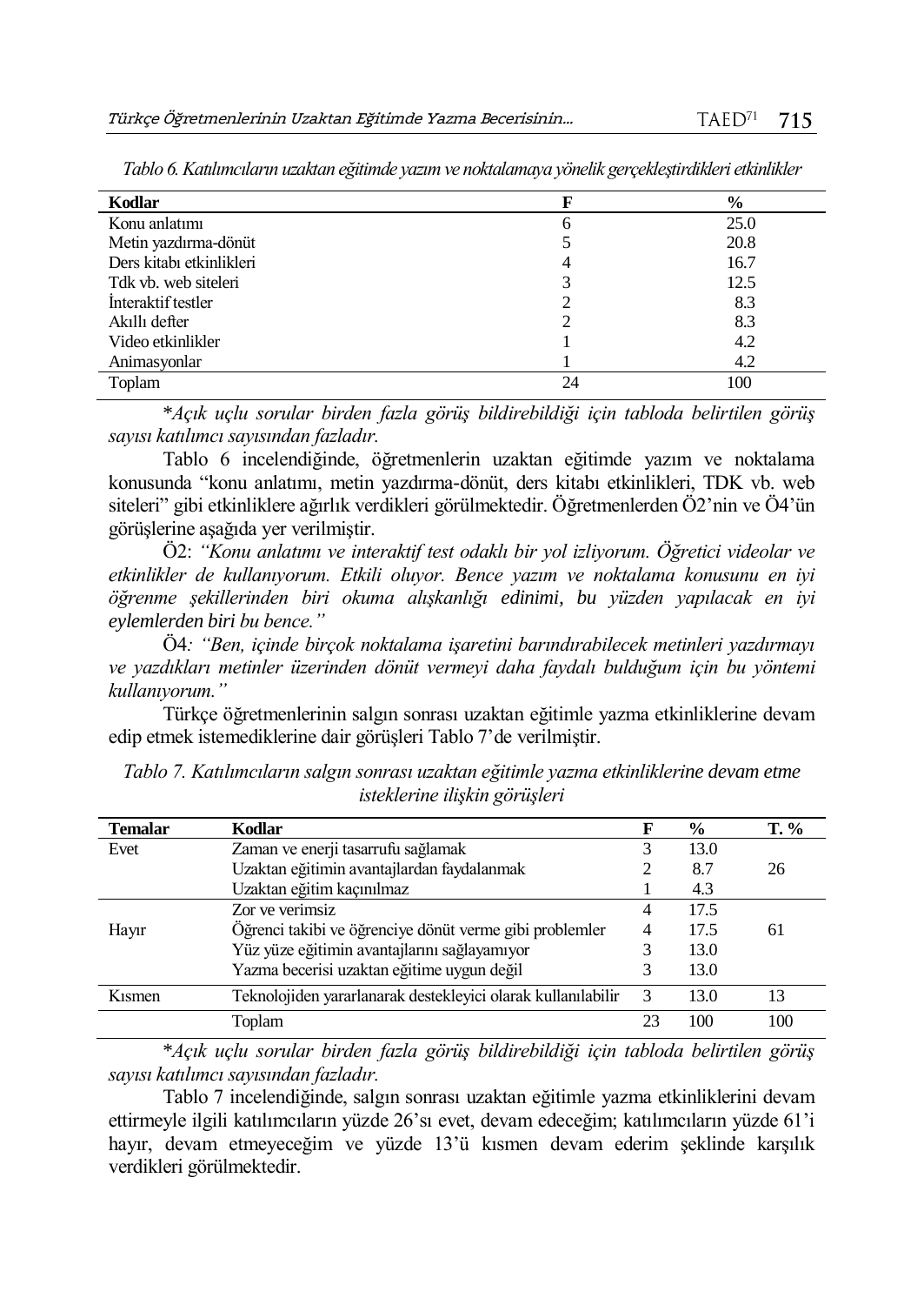*Tablo 6. Katılımcıların uzaktan eğitimde yazım ve noktalamaya yönelik gerçekleştirdikleri etkinlikler*

| Kodlar | F | % |
|---|---|---|
| Konu anlatımı | 6 | 25.0 |
| Metin yazdırma-dönüt | 5 | 20.8 |
| Ders kitabı etkinlikleri | 4 | 16.7 |
| Tdk vb. web siteleri | 3 | 12.5 |
| İnteraktif testler | 2 | 8.3 |
| Akıllı defter | 2 | 8.3 |
| Video etkinlikler | 1 | 4.2 |
| Animasyonlar | 1 | 4.2 |
| Toplam | 24 | 100 |

**Açık uçlu sorular birden fazla görüş bildirebildiği için tabloda belirtilen görüş sayısı katılımcı sayısından fazladır.*

Tablo 6 incelendiğinde, öğretmenlerin uzaktan eğitimde yazım ve noktalama konusunda "konu anlatımı, metin yazdırma-dönüt, ders kitabı etkinlikleri, TDK vb. web siteleri" gibi etkinliklere ağırlık verdikleri görülmektedir. Öğretmenlerden Ö2'nin ve Ö4'ün görüşlerine aşağıda yer verilmiştir.

Ö2: *"Konu anlatımı ve interaktif test odaklı bir yol izliyorum. Öğretici videolar ve etkinlikler de kullanıyorum. Etkili oluyor. Bence yazım ve noktalama konusunu en iyi öğrenme şekillerinden biri okuma alışkanlığı edinimi, bu yüzden yapılacak en iyi eylemlerden biri bu bence."*

Ö4*: "Ben, içinde birçok noktalama işaretini barındırabilecek metinleri yazdırmayı ve yazdıkları metinler üzerinden dönüt vermeyi daha faydalı bulduğum için bu yöntemi kullanıyorum."*

Türkçe öğretmenlerinin salgın sonrası uzaktan eğitimle yazma etkinliklerine devam edip etmek istemediklerine dair görüşleri Tablo 7'de verilmiştir.

*Tablo 7. Katılımcıların salgın sonrası uzaktan eğitimle yazma etkinliklerine devam etme isteklerine ilişkin görüşleri*

| Temalar | Kodlar | F | % | T. % |
|---|---|---|---|---|
| Evet | Zaman ve enerji tasarrufu sağlamak | 3 | 13.0 | 26 |
| | Uzaktan eğitimin avantajlardan faydalanmak | 2 | 8.7 | |
| | Uzaktan eğitim kaçınılmaz | 1 | 4.3 | |
| Hayır | Zor ve verimsiz | 4 | 17.5 | 61 |
| | Öğrenci takibi ve öğrenciye dönüt verme gibi problemler | 4 | 17.5 | |
| | Yüz yüze eğitimin avantajlarını sağlayamıyor | 3 | 13.0 | |
| | Yazma becerisi uzaktan eğitime uygun değil | 3 | 13.0 | |
| Kısmen | Teknolojiden yararlanarak destekleyici olarak kullanılabilir | 3 | 13.0 | 13 |
| | Toplam | 23 | 100 | 100 |

**Açık uçlu sorular birden fazla görüş bildirebildiği için tabloda belirtilen görüş sayısı katılımcı sayısından fazladır.*

Tablo 7 incelendiğinde, salgın sonrası uzaktan eğitimle yazma etkinliklerini devam ettirmeyle ilgili katılımcıların yüzde 26'sı evet, devam edeceğim; katılımcıların yüzde 61'i hayır, devam etmeyeceğim ve yüzde 13'ü kısmen devam ederim şeklinde karşılık verdikleri görülmektedir.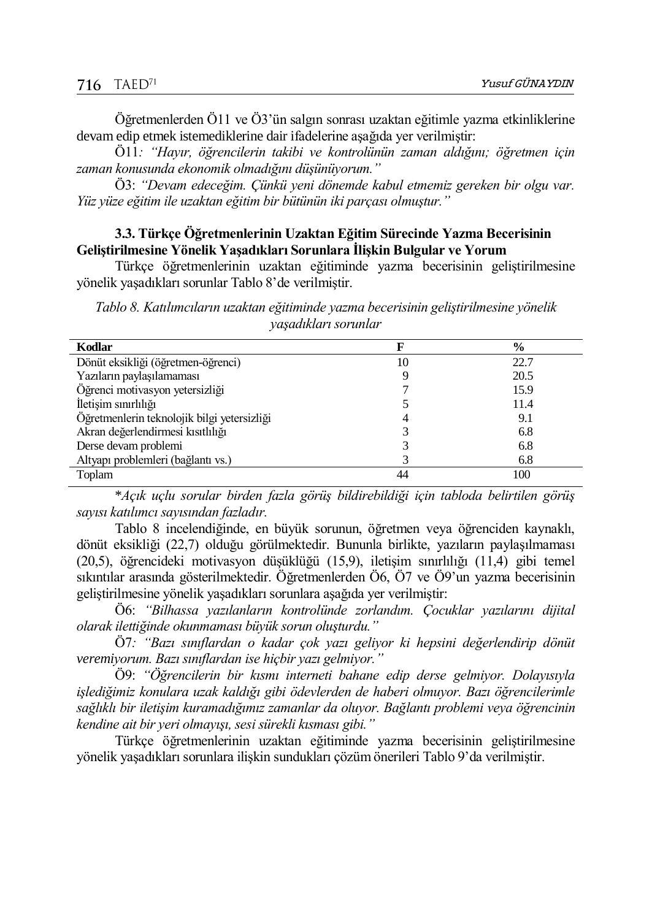Öğretmenlerden Ö11 ve Ö3'ün salgın sonrası uzaktan eğitimle yazma etkinliklerine devam edip etmek istemediklerine dair ifadelerine aşağıda yer verilmiştir:

Ö11*: "Hayır, öğrencilerin takibi ve kontrolünün zaman aldığını; öğretmen için zaman konusunda ekonomik olmadığını düşünüyorum."*

Ö3: *"Devam edeceğim. Çünkü yeni dönemde kabul etmemiz gereken bir olgu var. Yüz yüze eğitim ile uzaktan eğitim bir bütünün iki parçası olmuştur."*

### 3.3. Türkçe Öğretmenlerinin Uzaktan Eğitim Sürecinde Yazma Becerisinin Geliştirilmesine Yönelik Yaşadıkları Sorunlara İlişkin Bulgular ve Yorum

Türkçe öğretmenlerinin uzaktan eğitiminde yazma becerisinin geliştirilmesine yönelik yaşadıkları sorunlar Tablo 8'de verilmiştir.

*Tablo 8. Katılımcıların uzaktan eğitiminde yazma becerisinin geliştirilmesine yönelik yaşadıkları sorunlar*

| Kodlar | F | % |
|---|---|---|
| Dönüt eksikliği (öğretmen-öğrenci) | 10 | 22.7 |
| Yazıların paylaşılamaması | 9 | 20.5 |
| Öğrenci motivasyon yetersizliği | 7 | 15.9 |
| İletişim sınırlılığı | 5 | 11.4 |
| Öğretmenlerin teknolojik bilgi yetersizliği | 4 | 9.1 |
| Akran değerlendirmesi kısıtlılığı | 3 | 6.8 |
| Derse devam problemi | 3 | 6.8 |
| Altyapı problemleri (bağlantı vs.) | 3 | 6.8 |
| Toplam | 44 | 100 |

*\*Açık uçlu sorular birden fazla görüş bildirebildiği için tabloda belirtilen görüş sayısı katılımcı sayısından fazladır.*

Tablo 8 incelendiğinde, en büyük sorunun, öğretmen veya öğrenciden kaynaklı, dönüt eksikliği (22,7) olduğu görülmektedir. Bununla birlikte, yazıların paylaşılmaması (20,5), öğrencideki motivasyon düşüklüğü (15,9), iletişim sınırlılığı (11,4) gibi temel sıkıntılar arasında gösterilmektedir. Öğretmenlerden Ö6, Ö7 ve Ö9'un yazma becerisinin geliştirilmesine yönelik yaşadıkları sorunlara aşağıda yer verilmiştir:

Ö6: *"Bilhassa yazılanların kontrolünde zorlandım. Çocuklar yazılarını dijital olarak ilettiğinde okunmaması büyük sorun oluşturdu."*

Ö7*: "Bazı sınıflardan o kadar çok yazı geliyor ki hepsini değerlendirip dönüt veremiyorum. Bazı sınıflardan ise hiçbir yazı gelmiyor."*

Ö9: *"Öğrencilerin bir kısmı interneti bahane edip derse gelmiyor. Dolayısıyla işlediğimiz konulara uzak kaldığı gibi ödevlerden de haberi olmuyor. Bazı öğrencilerimle sağlıklı bir iletişim kuramadığımız zamanlar da oluyor. Bağlantı problemi veya öğrencinin kendine ait bir yeri olmayışı, sesi sürekli kısması gibi."*

Türkçe öğretmenlerinin uzaktan eğitiminde yazma becerisinin geliştirilmesine yönelik yaşadıkları sorunlara ilişkin sundukları çözüm önerileri Tablo 9'da verilmiştir.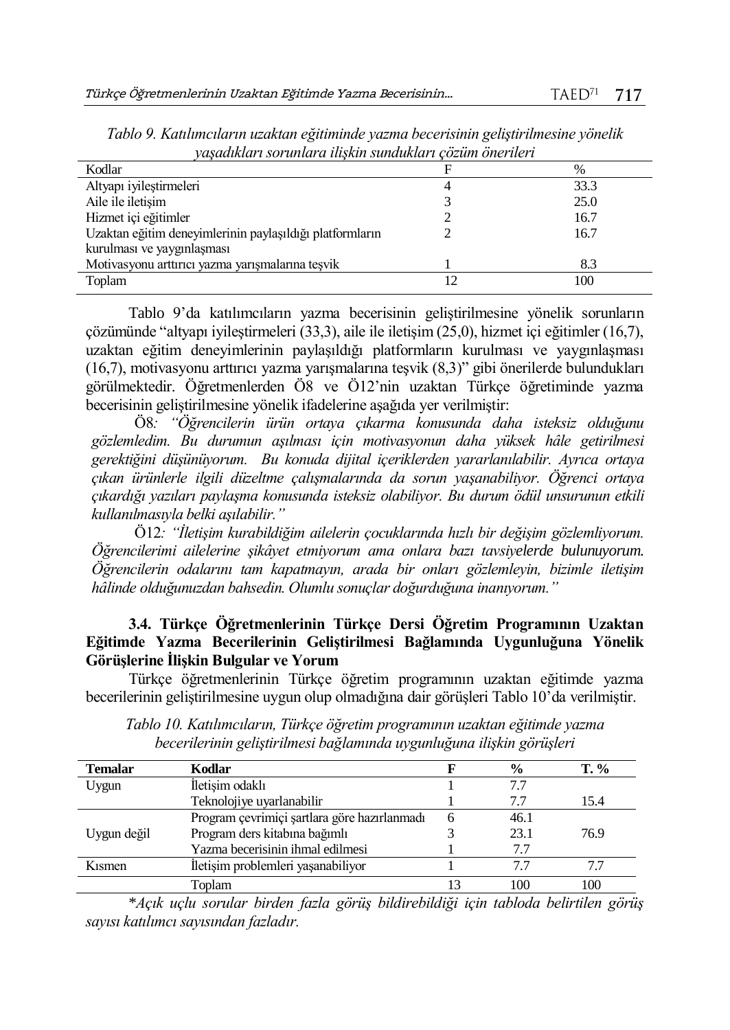*Tablo 9. Katılımcıların uzaktan eğitiminde yazma becerisinin geliştirilmesine yönelik yaşadıkları sorunlara ilişkin sundukları çözüm önerileri*

| Kodlar | F | % |
|---|---|---|
| Altyapı iyileştirmeleri | 4 | 33.3 |
| Aile ile iletişim | 3 | 25.0 |
| Hizmet içi eğitimler | 2 | 16.7 |
| Uzaktan eğitim deneyimlerinin paylaşıldığı platformların kurulması ve yaygınlaşması | 2 | 16.7 |
| Motivasyonu arttırıcı yazma yarışmalarına teşvik | 1 | 8.3 |
| Toplam | 12 | 100 |

Tablo 9'da katılımcıların yazma becerisinin geliştirilmesine yönelik sorunların çözümünde "altyapı iyileştirmeleri (33,3), aile ile iletişim (25,0), hizmet içi eğitimler (16,7), uzaktan eğitim deneyimlerinin paylaşıldığı platformların kurulması ve yaygınlaşması (16,7), motivasyonu arttırıcı yazma yarışmalarına teşvik (8,3)" gibi önerilerde bulundukları görülmektedir. Öğretmenlerden Ö8 ve Ö12'nin uzaktan Türkçe öğretiminde yazma becerisinin geliştirilmesine yönelik ifadelerine aşağıda yer verilmiştir:

Ö8*: "Öğrencilerin ürün ortaya çıkarma konusunda daha isteksiz olduğunu gözlemledim. Bu durumun aşılması için motivasyonun daha yüksek hâle getirilmesi gerektiğini düşünüyorum. Bu konuda dijital içeriklerden yararlanılabilir. Ayrıca ortaya çıkan ürünlerle ilgili düzeltme çalışmalarında da sorun yaşanabiliyor. Öğrenci ortaya çıkardığı yazıları paylaşma konusunda isteksiz olabiliyor. Bu durum ödül unsurunun etkili kullanılmasıyla belki aşılabilir."*

Ö12*: "İletişim kurabildiğim ailelerin çocuklarında hızlı bir değişim gözlemliyorum. Öğrencilerimi ailelerine şikâyet etmiyorum ama onlara bazı tavsiyelerde bulunuyorum. Öğrencilerin odalarını tam kapatmayın, arada bir onları gözlemleyin, bizimle iletişim hâlinde olduğunuzdan bahsedin. Olumlu sonuçlar doğurduğuna inanıyorum."*

### 3.4. Türkçe Öğretmenlerinin Türkçe Dersi Öğretim Programının Uzaktan Eğitimde Yazma Becerilerinin Geliştirilmesi Bağlamında Uygunluğuna Yönelik Görüşlerine İlişkin Bulgular ve Yorum

Türkçe öğretmenlerinin Türkçe öğretim programının uzaktan eğitimde yazma becerilerinin geliştirilmesine uygun olup olmadığına dair görüşleri Tablo 10'da verilmiştir.

*Tablo 10. Katılımcıların, Türkçe öğretim programının uzaktan eğitimde yazma becerilerinin geliştirilmesi bağlamında uygunluğuna ilişkin görüşleri*

| Temalar | Kodlar | F | % | T. % |
|---|---|---|---|---|
| Uygun | İletişim odaklı | 1 | 7.7 | |
| | Teknolojiye uyarlanabilir | 1 | 7.7 | 15.4 |
| | Program çevrimiçi şartlara göre hazırlanmadı | 6 | 46.1 | |
| Uygun değil | Program ders kitabına bağımlı | 3 | 23.1 | 76.9 |
| | Yazma becerisinin ihmal edilmesi | 1 | 7.7 | |
| Kısmen | İletişim problemleri yaşanabiliyor | 1 | 7.7 | 7.7 |
| | Toplam | 13 | 100 | 100 |

*\*Açık uçlu sorular birden fazla görüş bildirebildiği için tabloda belirtilen görüş sayısı katılımcı sayısından fazladır.*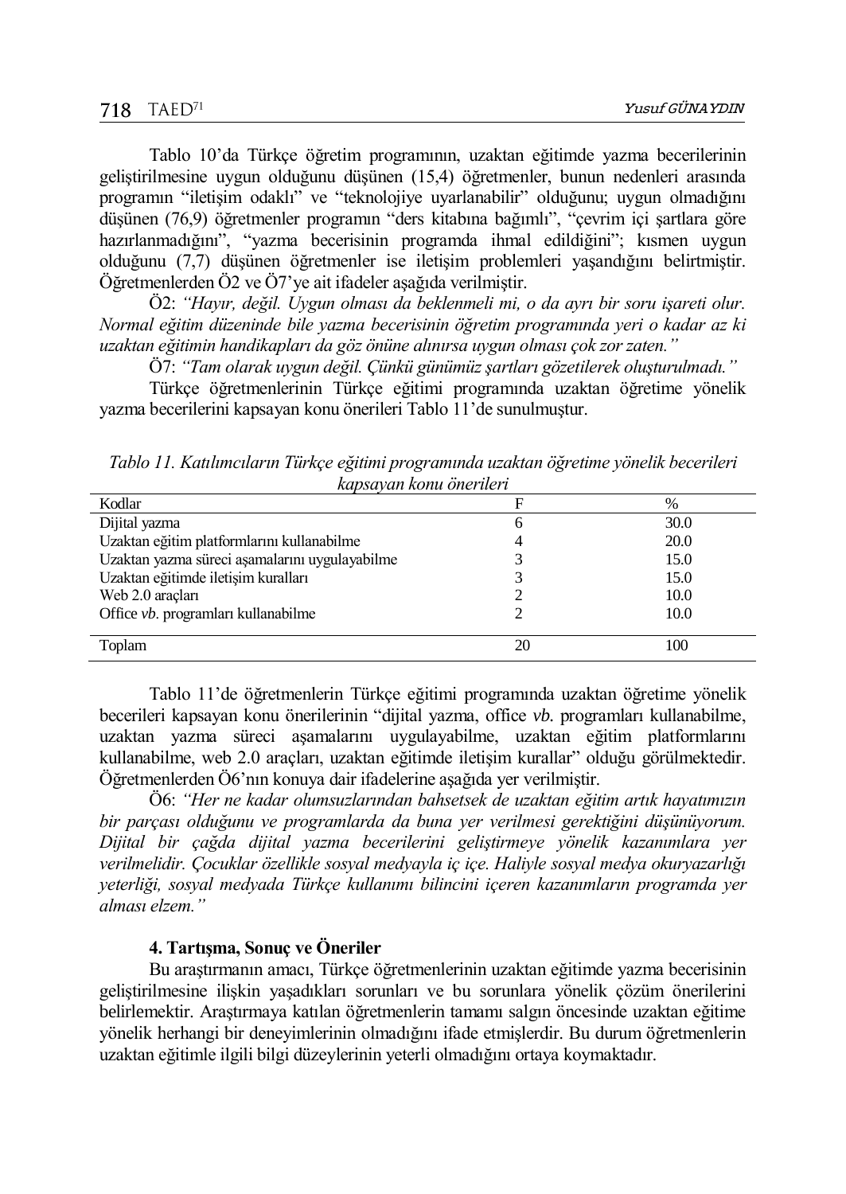Tablo 10'da Türkçe öğretim programının, uzaktan eğitimde yazma becerilerinin geliştirilmesine uygun olduğunu düşünen (15,4) öğretmenler, bunun nedenleri arasında programın "iletişim odaklı" ve "teknolojiye uyarlanabilir" olduğunu; uygun olmadığını düşünen (76,9) öğretmenler programın "ders kitabına bağımlı", "çevrim içi şartlara göre hazırlanmadığını", "yazma becerisinin programda ihmal edildiğini"; kısmen uygun olduğunu (7,7) düşünen öğretmenler ise iletişim problemleri yaşandığını belirtmiştir. Öğretmenlerden Ö2 ve Ö7'ye ait ifadeler aşağıda verilmiştir.

Ö2: *"Hayır, değil. Uygun olması da beklenmeli mi, o da ayrı bir soru işareti olur. Normal eğitim düzeninde bile yazma becerisinin öğretim programında yeri o kadar az ki uzaktan eğitimin handikapları da göz önüne alınırsa uygun olması çok zor zaten."*

Ö7: *"Tam olarak uygun değil. Çünkü günümüz şartları gözetilerek oluşturulmadı."*

Türkçe öğretmenlerinin Türkçe eğitimi programında uzaktan öğretime yönelik yazma becerilerini kapsayan konu önerileri Tablo 11'de sunulmuştur.

*Tablo 11. Katılımcıların Türkçe eğitimi programında uzaktan öğretime yönelik becerileri kapsayan konu önerileri*

| Kodlar | F | % |
|---|---|---|
| Dijital yazma | 6 | 30.0 |
| Uzaktan eğitim platformlarını kullanabilme | 4 | 20.0 |
| Uzaktan yazma süreci aşamalarını uygulayabilme | 3 | 15.0 |
| Uzaktan eğitimde iletişim kuralları | 3 | 15.0 |
| Web 2.0 araçları | 2 | 10.0 |
| Office *vb.* programları kullanabilme | 2 | 10.0 |
| Toplam | 20 | 100 |

Tablo 11'de öğretmenlerin Türkçe eğitimi programında uzaktan öğretime yönelik becerileri kapsayan konu önerilerinin "dijital yazma, office *vb.* programları kullanabilme, uzaktan yazma süreci aşamalarını uygulayabilme, uzaktan eğitim platformlarını kullanabilme, web 2.0 araçları, uzaktan eğitimde iletişim kurallar" olduğu görülmektedir. Öğretmenlerden Ö6'nın konuya dair ifadelerine aşağıda yer verilmiştir.

Ö6: *"Her ne kadar olumsuzlarından bahsetsek de uzaktan eğitim artık hayatımızın bir parçası olduğunu ve programlarda da buna yer verilmesi gerektiğini düşünüyorum. Dijital bir çağda dijital yazma becerilerini geliştirmeye yönelik kazanımlara yer verilmelidir. Çocuklar özellikle sosyal medyayla iç içe. Haliyle sosyal medya okuryazarlığı yeterliği, sosyal medyada Türkçe kullanımı bilincini içeren kazanımların programda yer alması elzem."*

## 4. Tartışma, Sonuç ve Öneriler

Bu araştırmanın amacı, Türkçe öğretmenlerinin uzaktan eğitimde yazma becerisinin geliştirilmesine ilişkin yaşadıkları sorunları ve bu sorunlara yönelik çözüm önerilerini belirlemektir. Araştırmaya katılan öğretmenlerin tamamı salgın öncesinde uzaktan eğitime yönelik herhangi bir deneyimlerinin olmadığını ifade etmişlerdir. Bu durum öğretmenlerin uzaktan eğitimle ilgili bilgi düzeylerinin yeterli olmadığını ortaya koymaktadır.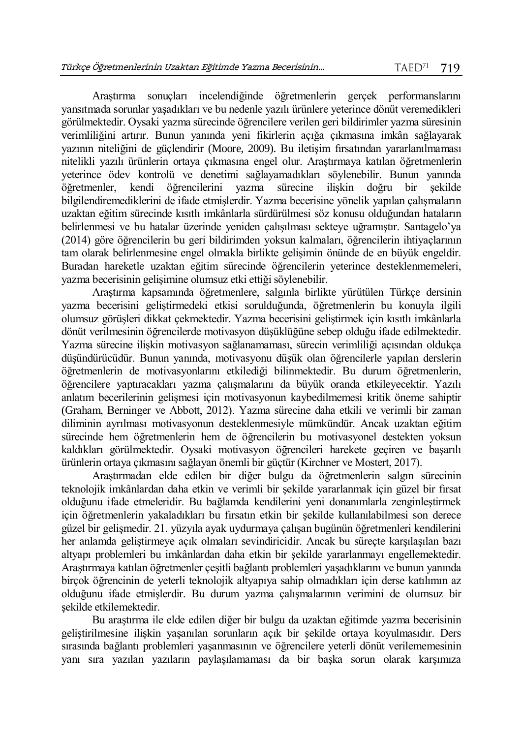Araştırma sonuçları incelendiğinde öğretmenlerin gerçek performanslarını yansıtmada sorunlar yaşadıkları ve bu nedenle yazılı ürünlere yeterince dönüt veremedikleri görülmektedir. Oysaki yazma sürecinde öğrencilere verilen geri bildirimler yazma süresinin verimliliğini artırır. Bunun yanında yeni fikirlerin açığa çıkmasına imkân sağlayarak yazının niteliğini de güçlendirir (Moore, 2009). Bu iletişim fırsatından yararlanılmaması nitelikli yazılı ürünlerin ortaya çıkmasına engel olur. Araştırmaya katılan öğretmenlerin yeterince ödev kontrolü ve denetimi sağlayamadıkları söylenebilir. Bunun yanında öğretmenler, kendi öğrencilerini yazma sürecine ilişkin doğru bir şekilde bilgilendiremediklerini de ifade etmişlerdir. Yazma becerisine yönelik yapılan çalışmaların uzaktan eğitim sürecinde kısıtlı imkânlarla sürdürülmesi söz konusu olduğundan hataların belirlenmesi ve bu hatalar üzerinde yeniden çalışılması sekteye uğramıştır. Santagelo'ya (2014) göre öğrencilerin bu geri bildirimden yoksun kalmaları, öğrencilerin ihtiyaçlarının tam olarak belirlenmesine engel olmakla birlikte gelişimin önünde de en büyük engeldir. Buradan hareketle uzaktan eğitim sürecinde öğrencilerin yeterince desteklenmemeleri, yazma becerisinin gelişimine olumsuz etki ettiği söylenebilir.

Araştırma kapsamında öğretmenlere, salgınla birlikte yürütülen Türkçe dersinin yazma becerisini geliştirmedeki etkisi sorulduğunda, öğretmenlerin bu konuyla ilgili olumsuz görüşleri dikkat çekmektedir. Yazma becerisini geliştirmek için kısıtlı imkânlarla dönüt verilmesinin öğrencilerde motivasyon düşüklüğüne sebep olduğu ifade edilmektedir. Yazma sürecine ilişkin motivasyon sağlanamaması, sürecin verimliliği açısından oldukça düşündürücüdür. Bunun yanında, motivasyonu düşük olan öğrencilerle yapılan derslerin öğretmenlerin de motivasyonlarını etkilediği bilinmektedir. Bu durum öğretmenlerin, öğrencilere yaptıracakları yazma çalışmalarını da büyük oranda etkileyecektir. Yazılı anlatım becerilerinin gelişmesi için motivasyonun kaybedilmemesi kritik öneme sahiptir (Graham, Berninger ve Abbott, 2012). Yazma sürecine daha etkili ve verimli bir zaman diliminin ayrılması motivasyonun desteklenmesiyle mümkündür. Ancak uzaktan eğitim sürecinde hem öğretmenlerin hem de öğrencilerin bu motivasyonel destekten yoksun kaldıkları görülmektedir. Oysaki motivasyon öğrencileri harekete geçiren ve başarılı ürünlerin ortaya çıkmasını sağlayan önemli bir güçtür (Kirchner ve Mostert, 2017).

Araştırmadan elde edilen bir diğer bulgu da öğretmenlerin salgın sürecinin teknolojik imkânlardan daha etkin ve verimli bir şekilde yararlanmak için güzel bir fırsat olduğunu ifade etmeleridir. Bu bağlamda kendilerini yeni donanımlarla zenginleştirmek için öğretmenlerin yakaladıkları bu fırsatın etkin bir şekilde kullanılabilmesi son derece güzel bir gelişmedir. 21. yüzyıla ayak uydurmaya çalışan bugünün öğretmenleri kendilerini her anlamda geliştirmeye açık olmaları sevindiricidir. Ancak bu süreçte karşılaşılan bazı altyapı problemleri bu imkânlardan daha etkin bir şekilde yararlanmayı engellemektedir. Araştırmaya katılan öğretmenler çeşitli bağlantı problemleri yaşadıklarını ve bunun yanında birçok öğrencinin de yeterli teknolojik altyapıya sahip olmadıkları için derse katılımın az olduğunu ifade etmişlerdir. Bu durum yazma çalışmalarının verimini de olumsuz bir şekilde etkilemektedir.

Bu araştırma ile elde edilen diğer bir bulgu da uzaktan eğitimde yazma becerisinin geliştirilmesine ilişkin yaşanılan sorunların açık bir şekilde ortaya koyulmasıdır. Ders sırasında bağlantı problemleri yaşanmasının ve öğrencilere yeterli dönüt verilememesinin yanı sıra yazılan yazıların paylaşılamaması da bir başka sorun olarak karşımıza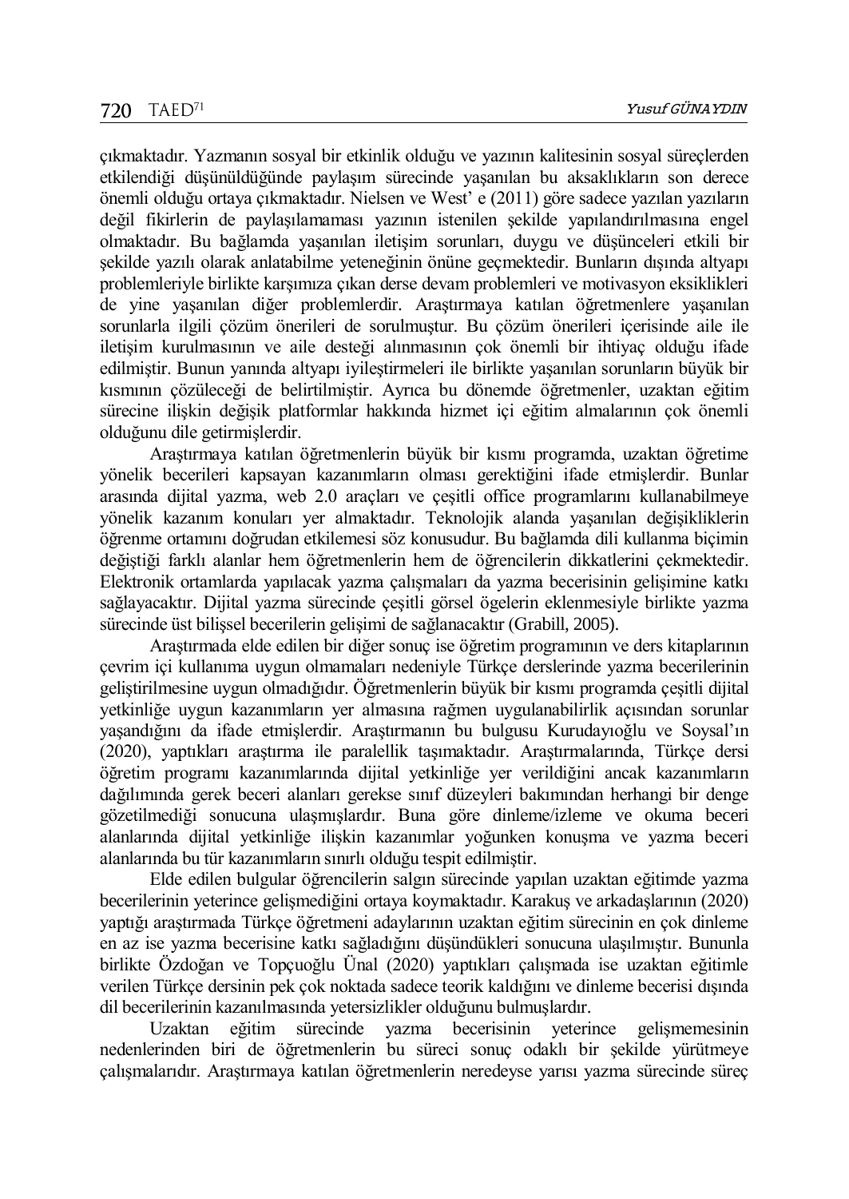çıkmaktadır. Yazmanın sosyal bir etkinlik olduğu ve yazının kalitesinin sosyal süreçlerden etkilendiği düşünüldüğünde paylaşım sürecinde yaşanılan bu aksaklıkların son derece önemli olduğu ortaya çıkmaktadır. Nielsen ve West' e (2011) göre sadece yazılan yazıların değil fikirlerin de paylaşılamaması yazının istenilen şekilde yapılandırılmasına engel olmaktadır. Bu bağlamda yaşanılan iletişim sorunları, duygu ve düşünceleri etkili bir şekilde yazılı olarak anlatabilme yeteneğinin önüne geçmektedir. Bunların dışında altyapı problemleriyle birlikte karşımıza çıkan derse devam problemleri ve motivasyon eksiklikleri de yine yaşanılan diğer problemlerdir. Araştırmaya katılan öğretmenlere yaşanılan sorunlarla ilgili çözüm önerileri de sorulmuştur. Bu çözüm önerileri içerisinde aile ile iletişim kurulmasının ve aile desteği alınmasının çok önemli bir ihtiyaç olduğu ifade edilmiştir. Bunun yanında altyapı iyileştirmeleri ile birlikte yaşanılan sorunların büyük bir kısmının çözüleceği de belirtilmiştir. Ayrıca bu dönemde öğretmenler, uzaktan eğitim sürecine ilişkin değişik platformlar hakkında hizmet içi eğitim almalarının çok önemli olduğunu dile getirmişlerdir.

Araştırmaya katılan öğretmenlerin büyük bir kısmı programda, uzaktan öğretime yönelik becerileri kapsayan kazanımların olması gerektiğini ifade etmişlerdir. Bunlar arasında dijital yazma, web 2.0 araçları ve çeşitli office programlarını kullanabilmeye yönelik kazanım konuları yer almaktadır. Teknolojik alanda yaşanılan değişikliklerin öğrenme ortamını doğrudan etkilemesi söz konusudur. Bu bağlamda dili kullanma biçimin değiştiği farklı alanlar hem öğretmenlerin hem de öğrencilerin dikkatlerini çekmektedir. Elektronik ortamlarda yapılacak yazma çalışmaları da yazma becerisinin gelişimine katkı sağlayacaktır. Dijital yazma sürecinde çeşitli görsel ögelerin eklenmesiyle birlikte yazma sürecinde üst bilişsel becerilerin gelişimi de sağlanacaktır (Grabill, 2005).

Araştırmada elde edilen bir diğer sonuç ise öğretim programının ve ders kitaplarının çevrim içi kullanıma uygun olmamaları nedeniyle Türkçe derslerinde yazma becerilerinin geliştirilmesine uygun olmadığıdır. Öğretmenlerin büyük bir kısmı programda çeşitli dijital yetkinliğe uygun kazanımların yer almasına rağmen uygulanabilirlik açısından sorunlar yaşandığını da ifade etmişlerdir. Araştırmanın bu bulgusu Kurudayıoğlu ve Soysal'ın (2020), yaptıkları araştırma ile paralellik taşımaktadır. Araştırmalarında, Türkçe dersi öğretim programı kazanımlarında dijital yetkinliğe yer verildiğini ancak kazanımların dağılımında gerek beceri alanları gerekse sınıf düzeyleri bakımından herhangi bir denge gözetilmediği sonucuna ulaşmışlardır. Buna göre dinleme/izleme ve okuma beceri alanlarında dijital yetkinliğe ilişkin kazanımlar yoğunken konuşma ve yazma beceri alanlarında bu tür kazanımların sınırlı olduğu tespit edilmiştir.

Elde edilen bulgular öğrencilerin salgın sürecinde yapılan uzaktan eğitimde yazma becerilerinin yeterince gelişmediğini ortaya koymaktadır. Karakuş ve arkadaşlarının (2020) yaptığı araştırmada Türkçe öğretmeni adaylarının uzaktan eğitim sürecinin en çok dinleme en az ise yazma becerisine katkı sağladığını düşündükleri sonucuna ulaşılmıştır. Bununla birlikte Özdoğan ve Topçuoğlu Ünal (2020) yaptıkları çalışmada ise uzaktan eğitimle verilen Türkçe dersinin pek çok noktada sadece teorik kaldığını ve dinleme becerisi dışında dil becerilerinin kazanılmasında yetersizlikler olduğunu bulmuşlardır.

Uzaktan eğitim sürecinde yazma becerisinin yeterince gelişmemesinin nedenlerinden biri de öğretmenlerin bu süreci sonuç odaklı bir şekilde yürütmeye çalışmalarıdır. Araştırmaya katılan öğretmenlerin neredeyse yarısı yazma sürecinde süreç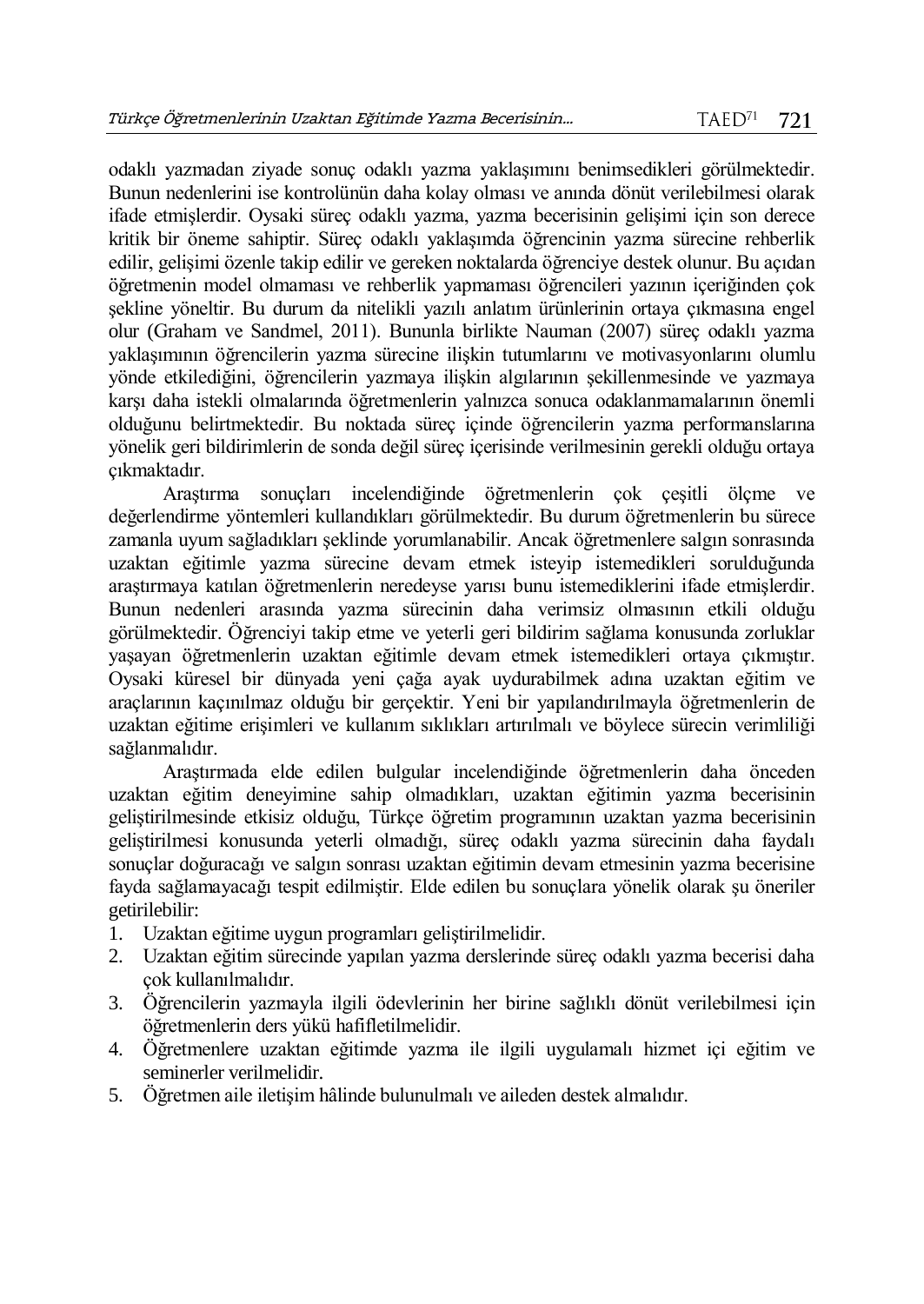odaklı yazmadan ziyade sonuç odaklı yazma yaklaşımını benimsedikleri görülmektedir. Bunun nedenlerini ise kontrolünün daha kolay olması ve anında dönüt verilebilmesi olarak ifade etmişlerdir. Oysaki süreç odaklı yazma, yazma becerisinin gelişimi için son derece kritik bir öneme sahiptir. Süreç odaklı yaklaşımda öğrencinin yazma sürecine rehberlik edilir, gelişimi özenle takip edilir ve gereken noktalarda öğrenciye destek olunur. Bu açıdan öğretmenin model olmaması ve rehberlik yapmaması öğrencileri yazının içeriğinden çok şekline yöneltir. Bu durum da nitelikli yazılı anlatım ürünlerinin ortaya çıkmasına engel olur (Graham ve Sandmel, 2011). Bununla birlikte Nauman (2007) süreç odaklı yazma yaklaşımının öğrencilerin yazma sürecine ilişkin tutumlarını ve motivasyonlarını olumlu yönde etkilediğini, öğrencilerin yazmaya ilişkin algılarının şekillenmesinde ve yazmaya karşı daha istekli olmalarında öğretmenlerin yalnızca sonuca odaklanmamalarının önemli olduğunu belirtmektedir. Bu noktada süreç içinde öğrencilerin yazma performanslarına yönelik geri bildirimlerin de sonda değil süreç içerisinde verilmesinin gerekli olduğu ortaya çıkmaktadır.

Araştırma sonuçları incelendiğinde öğretmenlerin çok çeşitli ölçme ve değerlendirme yöntemleri kullandıkları görülmektedir. Bu durum öğretmenlerin bu sürece zamanla uyum sağladıkları şeklinde yorumlanabilir. Ancak öğretmenlere salgın sonrasında uzaktan eğitimle yazma sürecine devam etmek isteyip istemedikleri sorulduğunda araştırmaya katılan öğretmenlerin neredeyse yarısı bunu istemediklerini ifade etmişlerdir. Bunun nedenleri arasında yazma sürecinin daha verimsiz olmasının etkili olduğu görülmektedir. Öğrenciyi takip etme ve yeterli geri bildirim sağlama konusunda zorluklar yaşayan öğretmenlerin uzaktan eğitimle devam etmek istemedikleri ortaya çıkmıştır. Oysaki küresel bir dünyada yeni çağa ayak uydurabilmek adına uzaktan eğitim ve araçlarının kaçınılmaz olduğu bir gerçektir. Yeni bir yapılandırılmayla öğretmenlerin de uzaktan eğitime erişimleri ve kullanım sıklıkları artırılmalı ve böylece sürecin verimliliği sağlanmalıdır.

Araştırmada elde edilen bulgular incelendiğinde öğretmenlerin daha önceden uzaktan eğitim deneyimine sahip olmadıkları, uzaktan eğitimin yazma becerisinin geliştirilmesinde etkisiz olduğu, Türkçe öğretim programının uzaktan yazma becerisinin geliştirilmesi konusunda yeterli olmadığı, süreç odaklı yazma sürecinin daha faydalı sonuçlar doğuracağı ve salgın sonrası uzaktan eğitimin devam etmesinin yazma becerisine fayda sağlamayacağı tespit edilmiştir. Elde edilen bu sonuçlara yönelik olarak şu öneriler getirilebilir:

1. Uzaktan eğitime uygun programları geliştirilmelidir.
2. Uzaktan eğitim sürecinde yapılan yazma derslerinde süreç odaklı yazma becerisi daha çok kullanılmalıdır.
3. Öğrencilerin yazmayla ilgili ödevlerinin her birine sağlıklı dönüt verilebilmesi için öğretmenlerin ders yükü hafifletilmelidir.
4. Öğretmenlere uzaktan eğitimde yazma ile ilgili uygulamalı hizmet içi eğitim ve seminerler verilmelidir.
5. Öğretmen aile iletişim hâlinde bulunulmalı ve aileden destek almalıdır.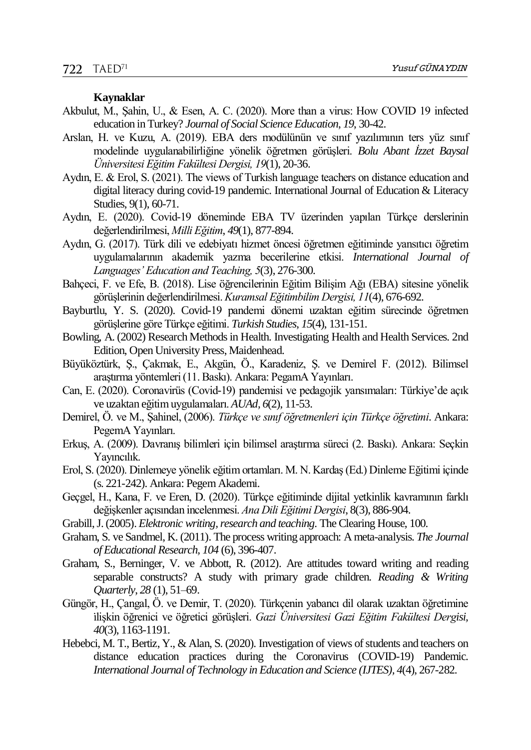**Kaynaklar**

Akbulut, M., Şahin, U., & Esen, A. C. (2020). More than a virus: How COVID 19 infected education in Turkey? *Journal of Social Science Education, 19*, 30-42.

Arslan, H. ve Kuzu, A. (2019). EBA ders modülünün ve sınıf yazılımının ters yüz sınıf modelinde uygulanabilirliğine yönelik öğretmen görüşleri. *Bolu Abant İzzet Baysal Üniversitesi Eğitim Fakültesi Dergisi, 19*(1), 20-36.

Aydın, E. & Erol, S. (2021). The views of Turkish language teachers on distance education and digital literacy during covid-19 pandemic. International Journal of Education & Literacy Studies, 9(1), 60-71.

Aydın, E. (2020). Covid-19 döneminde EBA TV üzerinden yapılan Türkçe derslerinin değerlendirilmesi, *Milli Eğitim*, *49*(1), 877-894.

Aydın, G. (2017). Türk dili ve edebiyatı hizmet öncesi öğretmen eğitiminde yansıtıcı öğretim uygulamalarının akademik yazma becerilerine etkisi. *International Journal of Languages' Education and Teaching, 5*(3), 276-300.

Bahçeci, F. ve Efe, B. (2018). Lise öğrencilerinin Eğitim Bilişim Ağı (EBA) sitesine yönelik görüşlerinin değerlendirilmesi. *Kuramsal Eğitimbilim Dergisi, 11*(4), 676-692.

Bayburtlu, Y. S. (2020). Covid-19 pandemi dönemi uzaktan eğitim sürecinde öğretmen görüşlerine göre Türkçe eğitimi. *Turkish Studies*, *15*(4), 131-151.

Bowling, A. (2002) Research Methods in Health. Investigating Health and Health Services. 2nd Edition, Open University Press, Maidenhead.

Büyüköztürk, Ş., Çakmak, E., Akgün, Ö., Karadeniz, Ş. ve Demirel F. (2012). Bilimsel araştırma yöntemleri (11. Baskı). Ankara: PegamA Yayınları.

Can, E. (2020). Coronavirüs (Covid-19) pandemisi ve pedagojik yansımaları: Türkiye'de açık ve uzaktan eğitim uygulamaları. *AUAd*, *6*(2), 11-53.

Demirel, Ö. ve M., Şahinel, (2006). *Türkçe ve sınıf öğretmenleri için Türkçe öğretimi*. Ankara: PegemA Yayınları.

Erkuş, A. (2009). Davranış bilimleri için bilimsel araştırma süreci (2. Baskı). Ankara: Seçkin Yayıncılık.

Erol, S. (2020). Dinlemeye yönelik eğitim ortamları. M. N. Kardaş (Ed.) Dinleme Eğitimi içinde (s. 221-242). Ankara: Pegem Akademi.

Geçgel, H., Kana, F. ve Eren, D. (2020). Türkçe eğitiminde dijital yetkinlik kavramının farklı değişkenler açısından incelenmesi. *Ana Dili Eğitimi Dergisi*, 8(3), 886-904.

Grabill, J. (2005). *Elektronic writing, research and teaching*. The Clearing House, 100.

Graham, S. ve Sandmel, K. (2011). The process writing approach: A meta-analysis. *The Journal of Educational Research, 104* (6), 396-407.

Graham, S., Berninger, V. ve Abbott, R. (2012). Are attitudes toward writing and reading separable constructs? A study with primary grade children. *Reading & Writing Quarterly*, *28* (1), 51–69.

Güngör, H., Çangal, Ö. ve Demir, T. (2020). Türkçenin yabancı dil olarak uzaktan öğretimine ilişkin öğrenici ve öğretici görüşleri. *Gazi Üniversitesi Gazi Eğitim Fakültesi Dergisi, 40*(3), 1163-1191.

Hebebci, M. T., Bertiz, Y., & Alan, S. (2020). Investigation of views of students and teachers on distance education practices during the Coronavirus (COVID-19) Pandemic. *International Journal of Technology in Education and Science (IJTES)*, *4*(4), 267-282.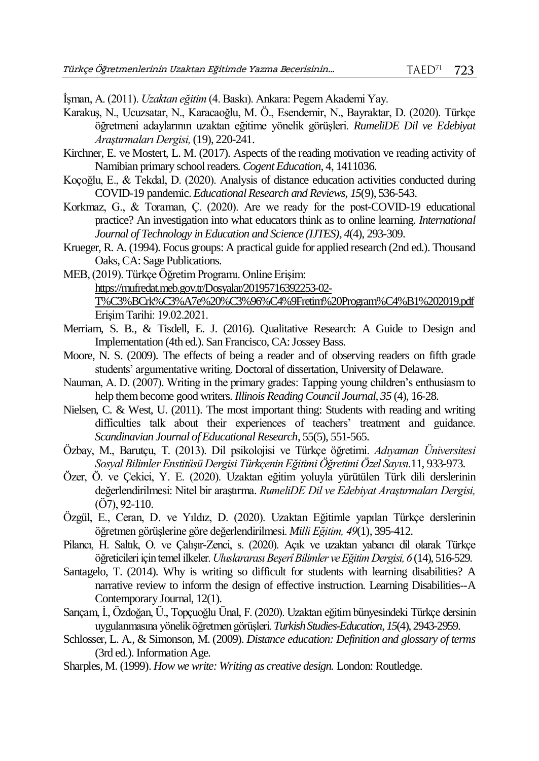İşman, A. (2011). *Uzaktan eğitim* (4. Baskı). Ankara: Pegem Akademi Yay.

Karakuş, N., Ucuzsatar, N., Karacaoğlu, M. Ö., Esendemir, N., Bayraktar, D. (2020). Türkçe öğretmeni adaylarının uzaktan eğitime yönelik görüşleri. *RumeliDE Dil ve Edebiyat Araştırmaları Dergisi,* (19), 220-241.

Kirchner, E. ve Mostert, L. M. (2017). Aspects of the reading motivation ve reading activity of Namibian primary school readers. *Cogent Education*, 4, 1411036.

Koçoğlu, E., & Tekdal, D. (2020). Analysis of distance education activities conducted during COVID-19 pandemic. *Educational Research and Reviews, 15*(9), 536-543.

Korkmaz, G., & Toraman, Ç. (2020). Are we ready for the post-COVID-19 educational practice? An investigation into what educators think as to online learning. *International Journal of Technology in Education and Science (IJTES), 4*(4), 293-309.

Krueger, R. A. (1994). Focus groups: A practical guide for applied research (2nd ed.). Thousand Oaks, CA: Sage Publications.

MEB, (2019). Türkçe Öğretim Programı. Online Erişim: https://mufredat.meb.gov.tr/Dosyalar/20195716392253-02-T%C3%BCrk%C3%A7e%20%C3%96%C4%9Fretim%20Program%C4%B1%202019.pdf Erişim Tarihi: 19.02.2021.

Merriam, S. B., & Tisdell, E. J. (2016). Qualitative Research: A Guide to Design and Implementation (4th ed.). San Francisco, CA: Jossey Bass.

Moore, N. S. (2009). The effects of being a reader and of observing readers on fifth grade students' argumentative writing. Doctoral of dissertation, University of Delaware.

Nauman, A. D. (2007). Writing in the primary grades: Tapping young children's enthusiasm to help them become good writers. *Illinois Reading Council Journal, 35* (4), 16-28.

Nielsen, C. & West, U. (2011). The most important thing: Students with reading and writing difficulties talk about their experiences of teachers' treatment and guidance. *Scandinavian Journal of Educational Research*, 55(5), 551-565.

Özbay, M., Barutçu, T. (2013). Dil psikolojisi ve Türkçe öğretimi. *Adıyaman Üniversitesi Sosyal Bilimler Enstitüsü Dergisi Türkçenin Eğitimi Öğretimi Özel Sayısı.*11, 933-973.

Özer, Ö. ve Çekici, Y. E. (2020). Uzaktan eğitim yoluyla yürütülen Türk dili derslerinin değerlendirilmesi: Nitel bir araştırma. *RumeliDE Dil ve Edebiyat Araştırmaları Dergisi,* (Ö7), 92-110.

Özgül, E., Ceran, D. ve Yıldız, D. (2020). Uzaktan Eğitimle yapılan Türkçe derslerinin öğretmen görüşlerine göre değerlendirilmesi. *Milli Eğitim, 49*(1), 395-412.

Pilancı, H. Saltık, O. ve Çalışır-Zenci, s. (2020). Açık ve uzaktan yabancı dil olarak Türkçe öğreticileri için temel ilkeler. *Uluslararası Beşerî Bilimler ve Eğitim Dergisi, 6* (14), 516-529.

Santagelo, T. (2014). Why is writing so difficult for students with learning disabilities? A narrative review to inform the design of effective instruction. Learning Disabilities--A Contemporary Journal, 12(1).

Sarıçam, İ., Özdoğan, Ü., Topçuoğlu Ünal, F. (2020). Uzaktan eğitim bünyesindeki Türkçe dersinin uygulanmasına yönelik öğretmen görüşleri. *Turkish Studies-Education, 15*(4), 2943-2959.

Schlosser, L. A., & Simonson, M. (2009). *Distance education: Definition and glossary of terms* (3rd ed.). Information Age.

Sharples, M. (1999). *How we write: Writing as creative design.* London: Routledge.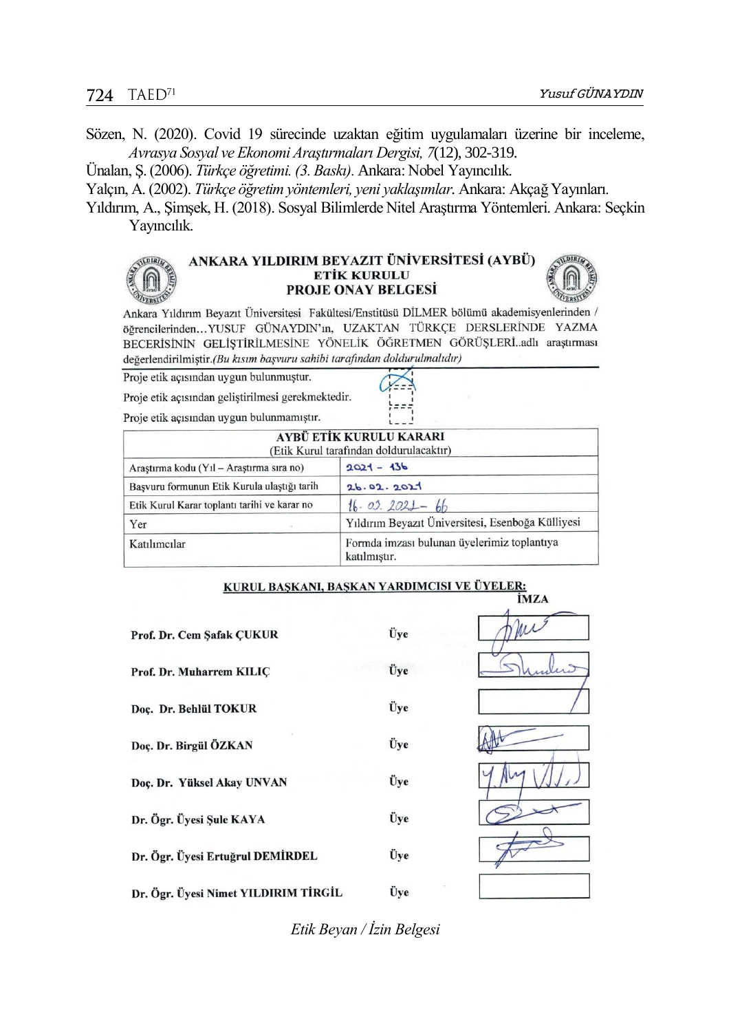Sözen, N. (2020). Covid 19 sürecinde uzaktan eğitim uygulamaları üzerine bir inceleme, *Avrasya Sosyal ve Ekonomi Araştırmaları Dergisi, 7*(12), 302-319.

Ünalan, Ş. (2006). *Türkçe öğretimi. (3. Baskı).* Ankara: Nobel Yayıncılık.

Yalçın, A. (2002). *Türkçe öğretim yöntemleri, yeni yaklaşımlar.* Ankara: Akçağ Yayınları.

Yıldırım, A., Şimşek, H. (2018). Sosyal Bilimlerde Nitel Araştırma Yöntemleri. Ankara: Seçkin Yayıncılık.

**ANKARA YILDIRIM BEYAZIT ÜNİVERSİTESİ (AYBÜ)**
**ETİK KURULU**
**PROJE ONAY BELGESİ**

Ankara Yıldırım Beyazıt Üniversitesi Fakültesi/Enstitüsü DİLMER bölümü akademisyenlerinden / öğrencilerinden...YUSUF GÜNAYDIN'ın, UZAKTAN TÜRKÇE DERSLERİNDE YAZMA BECERİSİNİN GELİŞTİRİLMESİNE YÖNELİK ÖĞRETMEN GÖRÜŞLERİ..adlı araştırması değerlendirilmiştir.*(Bu kısım başvuru sahibi tarafından doldurulmalıdır)*

Proje etik açısından uygun bulunmuştur. [X]

Proje etik açısından geliştirilmesi gerekmektedir. [ ]

Proje etik açısından uygun bulunmamıştır. [ ]

| AYBÜ ETİK KURULU KARARI (Etik Kurul tarafından doldurulacaktır) | |
|---|---|
| Araştırma kodu (Yıl – Araştırma sıra no) | 2021 - 136 |
| Başvuru formunun Etik Kurula ulaştığı tarih | 26.02.2021 |
| Etik Kurul Karar toplantı tarihi ve karar no | 16.03.2021 - 66 |
| Yer | Yıldırım Beyazıt Üniversitesi, Esenboğa Külliyesi |
| Katılımcılar | Formda imzası bulunan üyelerimiz toplantıya katılmıştır. |

**KURUL BAŞKANI, BAŞKAN YARDIMCISI VE ÜYELER:**

| | | İMZA |
|---|---|---|
| **Prof. Dr. Cem Şafak ÇUKUR** | Üye | (imza) |
| **Prof. Dr. Muharrem KILIÇ** | Üye | (imza) |
| **Doç. Dr. Behlül TOKUR** | Üye | |
| **Doç. Dr. Birgül ÖZKAN** | Üye | (imza) |
| **Doç. Dr. Yüksel Akay UNVAN** | Üye | (imza) |
| **Dr. Öğr. Üyesi Şule KAYA** | Üye | (imza) |
| **Dr. Öğr. Üyesi Ertuğrul DEMİRDEL** | Üye | (imza) |
| **Dr. Öğr. Üyesi Nimet YILDIRIM TİRGİL** | Üye | |

*Etik Beyan / İzin Belgesi*